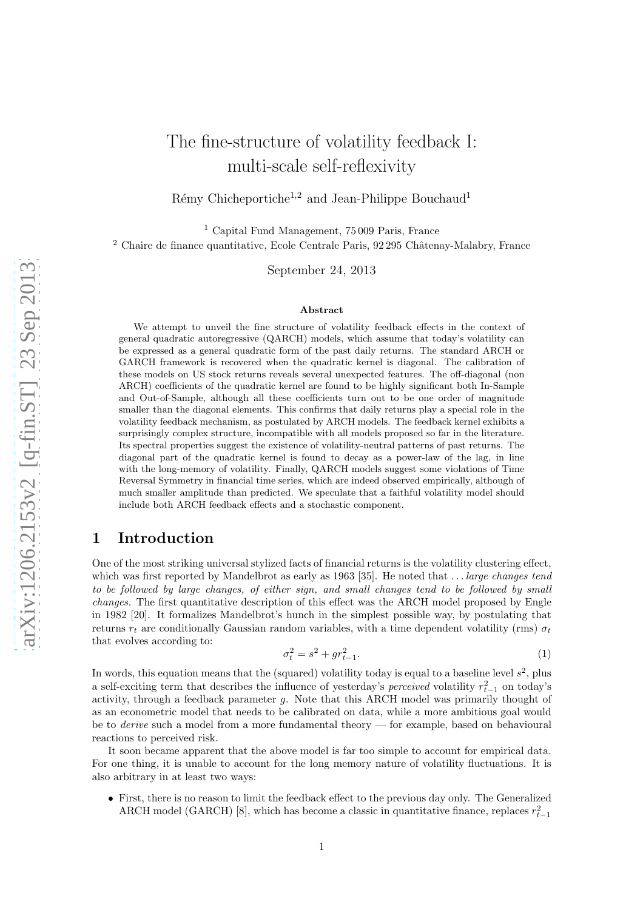# The fine-structure of volatility feedback I: multi-scale self-reflexivity

Rémy Chicheportiche[1,2] and Jean-Philippe Bouchaud[1]

[1] Capital Fund Management, 75 009 Paris, France
[2] Chaire de finance quantitative, Ecole Centrale Paris, 92 295 Châtenay-Malabry, France

September 24, 2013

### Abstract

We attempt to unveil the fine structure of volatility feedback effects in the context of general quadratic autoregressive (QARCH) models, which assume that today's volatility can be expressed as a general quadratic form of the past daily returns. The standard ARCH or GARCH framework is recovered when the quadratic kernel is diagonal. The calibration of these models on US stock returns reveals several unexpected features. The off-diagonal (non ARCH) coefficients of the quadratic kernel are found to be highly significant both In-Sample and Out-of-Sample, although all these coefficients turn out to be one order of magnitude smaller than the diagonal elements. This confirms that daily returns play a special role in the volatility feedback mechanism, as postulated by ARCH models. The feedback kernel exhibits a surprisingly complex structure, incompatible with all models proposed so far in the literature. Its spectral properties suggest the existence of volatility-neutral patterns of past returns. The diagonal part of the quadratic kernel is found to decay as a power-law of the lag, in line with the long-memory of volatility. Finally, QARCH models suggest some violations of Time Reversal Symmetry in financial time series, which are indeed observed empirically, although of much smaller amplitude than predicted. We speculate that a faithful volatility model should include both ARCH feedback effects and a stochastic component.

## 1 Introduction

One of the most striking universal stylized facts of financial returns is the volatility clustering effect, which was first reported by Mandelbrot as early as 1963 [35]. He noted that *... large changes tend to be followed by large changes, of either sign, and small changes tend to be followed by small changes.* The first quantitative description of this effect was the ARCH model proposed by Engle in 1982 [20]. It formalizes Mandelbrot's hunch in the simplest possible way, by postulating that returns $r_t$ are conditionally Gaussian random variables, with a time dependent volatility (rms) $\sigma_t$ that evolves according to:

$$\sigma_t^2 = s^2 + g r_{t-1}^2. \tag{1}$$

In words, this equation means that the (squared) volatility today is equal to a baseline level $s^2$, plus a self-exciting term that describes the influence of yesterday's *perceived* volatility $r_{t-1}^2$ on today's activity, through a feedback parameter $g$. Note that this ARCH model was primarily thought of as an econometric model that needs to be calibrated on data, while a more ambitious goal would be to *derive* such a model from a more fundamental theory — for example, based on behavioural reactions to perceived risk.

It soon became apparent that the above model is far too simple to account for empirical data. For one thing, it is unable to account for the long memory nature of volatility fluctuations. It is also arbitrary in at least two ways:

- First, there is no reason to limit the feedback effect to the previous day only. The Generalized ARCH model (GARCH) [8], which has become a classic in quantitative finance, replaces $r_{t-1}^2$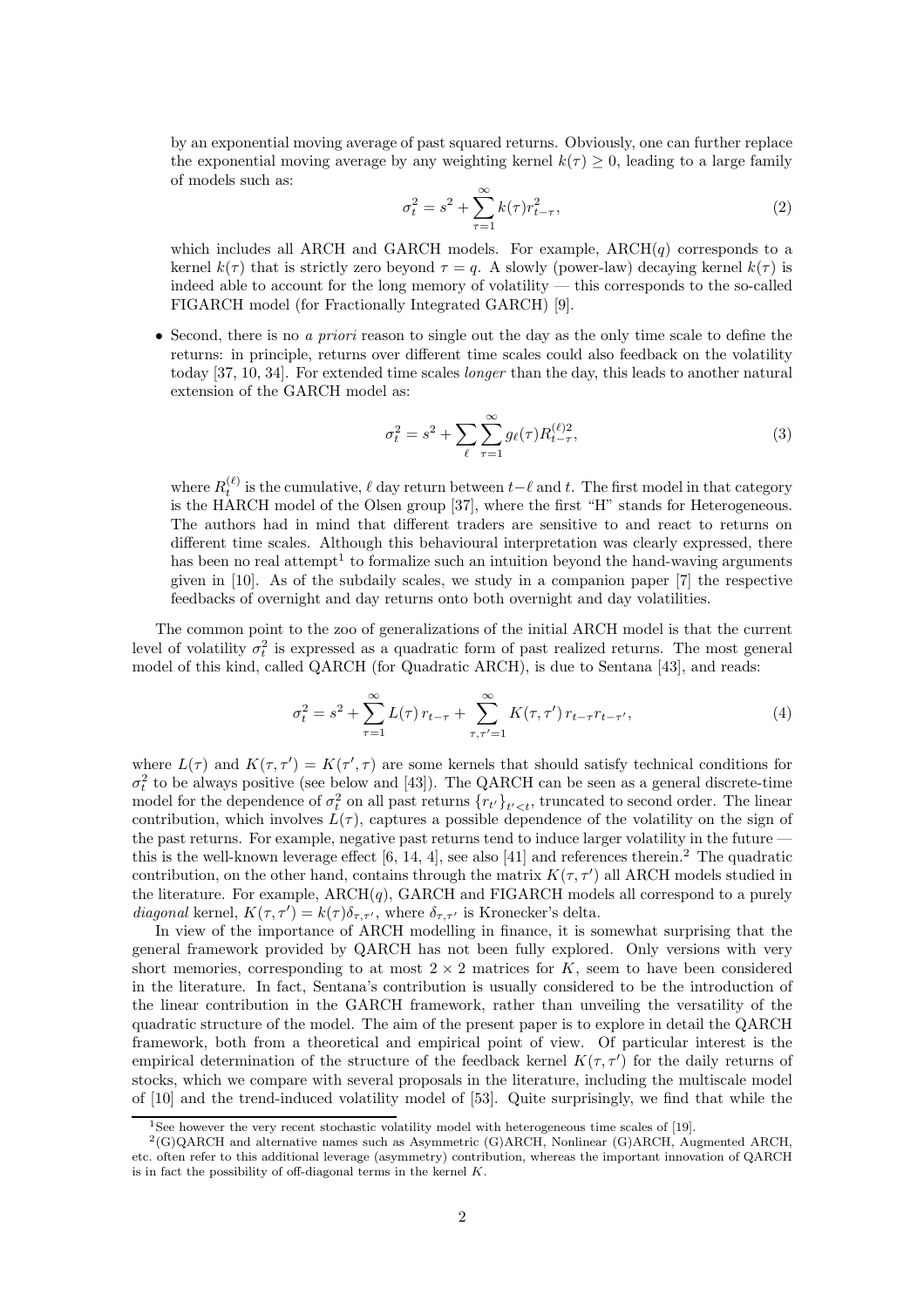by an exponential moving average of past squared returns. Obviously, one can further replace the exponential moving average by any weighting kernel $k(\tau) \geq 0$, leading to a large family of models such as:

$$\sigma_t^2 = s^2 + \sum_{\tau=1}^{\infty} k(\tau) r_{t-\tau}^2, \tag{2}$$

which includes all ARCH and GARCH models. For example, ARCH($q$) corresponds to a kernel $k(\tau)$ that is strictly zero beyond $\tau = q$. A slowly (power-law) decaying kernel $k(\tau)$ is indeed able to account for the long memory of volatility — this corresponds to the so-called FIGARCH model (for Fractionally Integrated GARCH) [9].

- Second, there is no *a priori* reason to single out the day as the only time scale to define the returns: in principle, returns over different time scales could also feedback on the volatility today [37, 10, 34]. For extended time scales *longer* than the day, this leads to another natural extension of the GARCH model as:

$$\sigma_t^2 = s^2 + \sum_{\ell} \sum_{\tau=1}^{\infty} g_\ell(\tau) R_{t-\tau}^{(\ell)2}, \tag{3}$$

where $R_t^{(\ell)}$ is the cumulative, $\ell$ day return between $t-\ell$ and $t$. The first model in that category is the HARCH model of the Olsen group [37], where the first "H" stands for Heterogeneous. The authors had in mind that different traders are sensitive to and react to returns on different time scales. Although this behavioural interpretation was clearly expressed, there has been no real attempt[1] to formalize such an intuition beyond the hand-waving arguments given in [10]. As of the subdaily scales, we study in a companion paper [7] the respective feedbacks of overnight and day returns onto both overnight and day volatilities.

The common point to the zoo of generalizations of the initial ARCH model is that the current level of volatility $\sigma_t^2$ is expressed as a quadratic form of past realized returns. The most general model of this kind, called QARCH (for Quadratic ARCH), is due to Sentana [43], and reads:

$$\sigma_t^2 = s^2 + \sum_{\tau=1}^{\infty} L(\tau)\, r_{t-\tau} + \sum_{\tau,\tau'=1}^{\infty} K(\tau,\tau')\, r_{t-\tau} r_{t-\tau'}, \tag{4}$$

where $L(\tau)$ and $K(\tau,\tau') = K(\tau',\tau)$ are some kernels that should satisfy technical conditions for $\sigma_t^2$ to be always positive (see below and [43]). The QARCH can be seen as a general discrete-time model for the dependence of $\sigma_t^2$ on all past returns $\{r_{t'}\}_{t'<t}$, truncated to second order. The linear contribution, which involves $L(\tau)$, captures a possible dependence of the volatility on the sign of the past returns. For example, negative past returns tend to induce larger volatility in the future — this is the well-known leverage effect [6, 14, 4], see also [41] and references therein.[2] The quadratic contribution, on the other hand, contains through the matrix $K(\tau,\tau')$ all ARCH models studied in the literature. For example, ARCH($q$), GARCH and FIGARCH models all correspond to a purely *diagonal* kernel, $K(\tau,\tau') = k(\tau)\delta_{\tau,\tau'}$, where $\delta_{\tau,\tau'}$ is Kronecker's delta.

In view of the importance of ARCH modelling in finance, it is somewhat surprising that the general framework provided by QARCH has not been fully explored. Only versions with very short memories, corresponding to at most $2 \times 2$ matrices for $K$, seem to have been considered in the literature. In fact, Sentana's contribution is usually considered to be the introduction of the linear contribution in the GARCH framework, rather than unveiling the versatility of the quadratic structure of the model. The aim of the present paper is to explore in detail the QARCH framework, both from a theoretical and empirical point of view. Of particular interest is the empirical determination of the structure of the feedback kernel $K(\tau,\tau')$ for the daily returns of stocks, which we compare with several proposals in the literature, including the multiscale model of [10] and the trend-induced volatility model of [53]. Quite surprisingly, we find that while the

[1] See however the very recent stochastic volatility model with heterogeneous time scales of [19].

[2] (G)QARCH and alternative names such as Asymmetric (G)ARCH, Nonlinear (G)ARCH, Augmented ARCH, etc. often refer to this additional leverage (asymmetry) contribution, whereas the important innovation of QARCH is in fact the possibility of off-diagonal terms in the kernel $K$.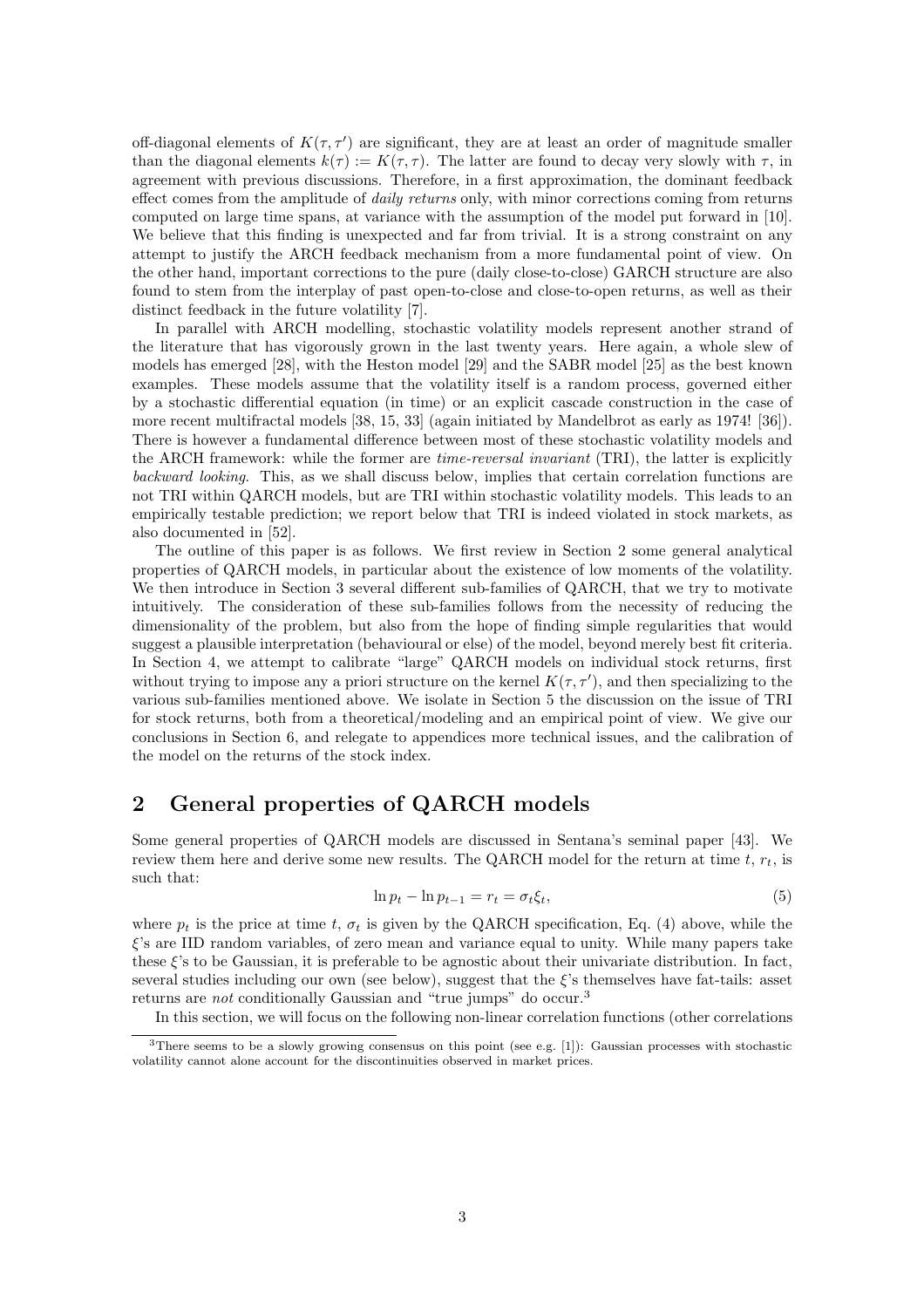off-diagonal elements of $K(\tau, \tau')$ are significant, they are at least an order of magnitude smaller than the diagonal elements $k(\tau) := K(\tau, \tau)$. The latter are found to decay very slowly with $\tau$, in agreement with previous discussions. Therefore, in a first approximation, the dominant feedback effect comes from the amplitude of *daily returns* only, with minor corrections coming from returns computed on large time spans, at variance with the assumption of the model put forward in [10]. We believe that this finding is unexpected and far from trivial. It is a strong constraint on any attempt to justify the ARCH feedback mechanism from a more fundamental point of view. On the other hand, important corrections to the pure (daily close-to-close) GARCH structure are also found to stem from the interplay of past open-to-close and close-to-open returns, as well as their distinct feedback in the future volatility [7].

In parallel with ARCH modelling, stochastic volatility models represent another strand of the literature that has vigorously grown in the last twenty years. Here again, a whole slew of models has emerged [28], with the Heston model [29] and the SABR model [25] as the best known examples. These models assume that the volatility itself is a random process, governed either by a stochastic differential equation (in time) or an explicit cascade construction in the case of more recent multifractal models [38, 15, 33] (again initiated by Mandelbrot as early as 1974! [36]). There is however a fundamental difference between most of these stochastic volatility models and the ARCH framework: while the former are *time-reversal invariant* (TRI), the latter is explicitly *backward looking*. This, as we shall discuss below, implies that certain correlation functions are not TRI within QARCH models, but are TRI within stochastic volatility models. This leads to an empirically testable prediction; we report below that TRI is indeed violated in stock markets, as also documented in [52].

The outline of this paper is as follows. We first review in Section 2 some general analytical properties of QARCH models, in particular about the existence of low moments of the volatility. We then introduce in Section 3 several different sub-families of QARCH, that we try to motivate intuitively. The consideration of these sub-families follows from the necessity of reducing the dimensionality of the problem, but also from the hope of finding simple regularities that would suggest a plausible interpretation (behavioural or else) of the model, beyond merely best fit criteria. In Section 4, we attempt to calibrate "large" QARCH models on individual stock returns, first without trying to impose any a priori structure on the kernel $K(\tau, \tau')$, and then specializing to the various sub-families mentioned above. We isolate in Section 5 the discussion on the issue of TRI for stock returns, both from a theoretical/modeling and an empirical point of view. We give our conclusions in Section 6, and relegate to appendices more technical issues, and the calibration of the model on the returns of the stock index.

## 2 General properties of QARCH models

Some general properties of QARCH models are discussed in Sentana's seminal paper [43]. We review them here and derive some new results. The QARCH model for the return at time $t$, $r_t$, is such that:

$$\ln p_t - \ln p_{t-1} = r_t = \sigma_t \xi_t, \tag{5}$$

where $p_t$ is the price at time $t$, $\sigma_t$ is given by the QARCH specification, Eq. (4) above, while the $\xi$'s are IID random variables, of zero mean and variance equal to unity. While many papers take these $\xi$'s to be Gaussian, it is preferable to be agnostic about their univariate distribution. In fact, several studies including our own (see below), suggest that the $\xi$'s themselves have fat-tails: asset returns are *not* conditionally Gaussian and "true jumps" do occur.[3]

In this section, we will focus on the following non-linear correlation functions (other correlations

[3] There seems to be a slowly growing consensus on this point (see e.g. [1]): Gaussian processes with stochastic volatility cannot alone account for the discontinuities observed in market prices.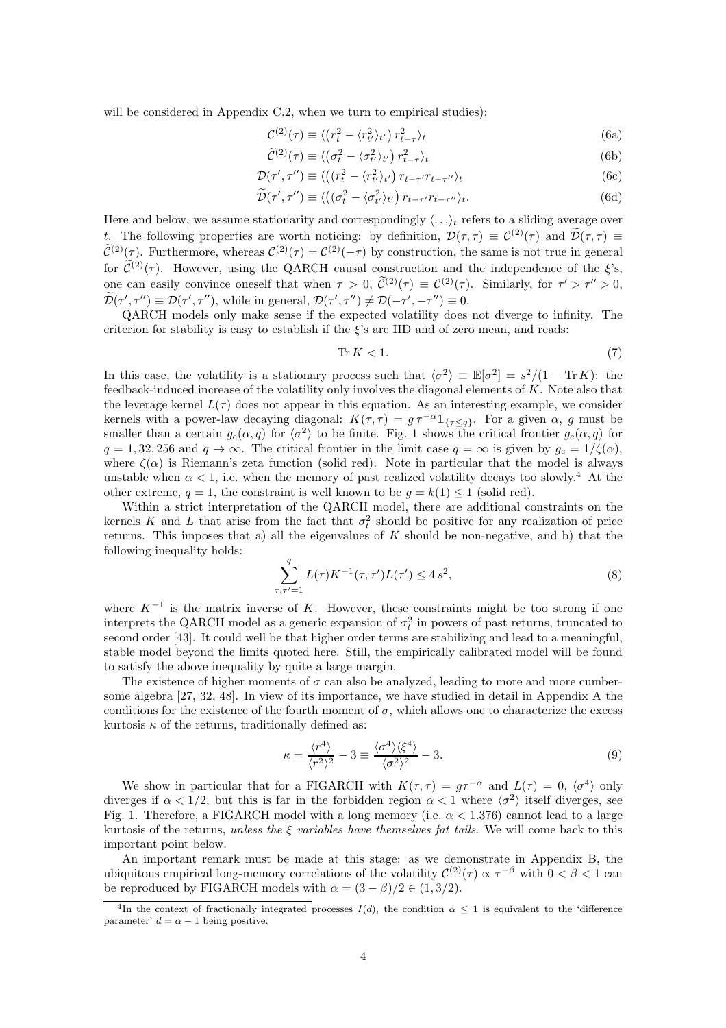will be considered in Appendix C.2, when we turn to empirical studies):

$$\mathcal{C}^{(2)}(\tau) \equiv \langle \left(r_t^2 - \langle r_{t'}^2 \rangle_{t'}\right) r_{t-\tau}^2 \rangle_t \tag{6a}$$

$$\widetilde{\mathcal{C}}^{(2)}(\tau) \equiv \langle \left(\sigma_t^2 - \langle \sigma_{t'}^2 \rangle_{t'}\right) r_{t-\tau}^2 \rangle_t \tag{6b}$$

$$\mathcal{D}(\tau', \tau'') \equiv \langle \left( (r_t^2 - \langle r_{t'}^2 \rangle_{t'}\right) r_{t-\tau'} r_{t-\tau''} \rangle_t \tag{6c}$$

$$\widetilde{\mathcal{D}}(\tau', \tau'') \equiv \langle \left( (\sigma_t^2 - \langle \sigma_{t'}^2 \rangle_{t'}\right) r_{t-\tau'} r_{t-\tau''} \rangle_t. \tag{6d}$$

Here and below, we assume stationarity and correspondingly $\langle \ldots \rangle_t$ refers to a sliding average over $t$. The following properties are worth noticing: by definition, $\mathcal{D}(\tau, \tau) \equiv \mathcal{C}^{(2)}(\tau)$ and $\widetilde{\mathcal{D}}(\tau, \tau) \equiv \widetilde{\mathcal{C}}^{(2)}(\tau)$. Furthermore, whereas $\mathcal{C}^{(2)}(\tau) = \mathcal{C}^{(2)}(-\tau)$ by construction, the same is not true in general for $\widetilde{\mathcal{C}}^{(2)}(\tau)$. However, using the QARCH causal construction and the independence of the $\xi$'s, one can easily convince oneself that when $\tau > 0$, $\widetilde{\mathcal{C}}^{(2)}(\tau) \equiv \mathcal{C}^{(2)}(\tau)$. Similarly, for $\tau' > \tau'' > 0$, $\widetilde{\mathcal{D}}(\tau', \tau'') \equiv \mathcal{D}(\tau', \tau'')$, while in general, $\mathcal{D}(\tau', \tau'') \neq \mathcal{D}(-\tau', -\tau'') \equiv 0$.

QARCH models only make sense if the expected volatility does not diverge to infinity. The criterion for stability is easy to establish if the $\xi$'s are IID and of zero mean, and reads:

$$\operatorname{Tr} K < 1. \tag{7}$$

In this case, the volatility is a stationary process such that $\langle \sigma^2 \rangle \equiv \mathbb{E}[\sigma^2] = s^2/(1 - \operatorname{Tr} K)$: the feedback-induced increase of the volatility only involves the diagonal elements of $K$. Note also that the leverage kernel $L(\tau)$ does not appear in this equation. As an interesting example, we consider kernels with a power-law decaying diagonal: $K(\tau, \tau) = g\,\tau^{-\alpha} \mathbb{1}_{\{\tau \leq q\}}$. For a given $\alpha$, $g$ must be smaller than a certain $g_c(\alpha, q)$ for $\langle \sigma^2 \rangle$ to be finite. Fig. 1 shows the critical frontier $g_c(\alpha, q)$ for $q = 1, 32, 256$ and $q \to \infty$. The critical frontier in the limit case $q = \infty$ is given by $g_c = 1/\zeta(\alpha)$, where $\zeta(\alpha)$ is Riemann's zeta function (solid red). Note in particular that the model is always unstable when $\alpha < 1$, i.e. when the memory of past realized volatility decays too slowly.[4] At the other extreme, $q = 1$, the constraint is well known to be $g = k(1) \leq 1$ (solid red).

Within a strict interpretation of the QARCH model, there are additional constraints on the kernels $K$ and $L$ that arise from the fact that $\sigma_t^2$ should be positive for any realization of price returns. This imposes that a) all the eigenvalues of $K$ should be non-negative, and b) that the following inequality holds:

$$\sum_{\tau, \tau'=1}^{q} L(\tau) K^{-1}(\tau, \tau') L(\tau') \leq 4\, s^2, \tag{8}$$

where $K^{-1}$ is the matrix inverse of $K$. However, these constraints might be too strong if one interprets the QARCH model as a generic expansion of $\sigma_t^2$ in powers of past returns, truncated to second order [43]. It could well be that higher order terms are stabilizing and lead to a meaningful, stable model beyond the limits quoted here. Still, the empirically calibrated model will be found to satisfy the above inequality by quite a large margin.

The existence of higher moments of $\sigma$ can also be analyzed, leading to more and more cumbersome algebra [27, 32, 48]. In view of its importance, we have studied in detail in Appendix A the conditions for the existence of the fourth moment of $\sigma$, which allows one to characterize the excess kurtosis $\kappa$ of the returns, traditionally defined as:

$$\kappa = \frac{\langle r^4 \rangle}{\langle r^2 \rangle^2} - 3 \equiv \frac{\langle \sigma^4 \rangle \langle \xi^4 \rangle}{\langle \sigma^2 \rangle^2} - 3. \tag{9}$$

We show in particular that for a FIGARCH with $K(\tau, \tau) = g\tau^{-\alpha}$ and $L(\tau) = 0$, $\langle \sigma^4 \rangle$ only diverges if $\alpha < 1/2$, but this is far in the forbidden region $\alpha < 1$ where $\langle \sigma^2 \rangle$ itself diverges, see Fig. 1. Therefore, a FIGARCH model with a long memory (i.e. $\alpha < 1.376$) cannot lead to a large kurtosis of the returns, *unless the $\xi$ variables have themselves fat tails*. We will come back to this important point below.

An important remark must be made at this stage: as we demonstrate in Appendix B, the ubiquitous empirical long-memory correlations of the volatility $\mathcal{C}^{(2)}(\tau) \propto \tau^{-\beta}$ with $0 < \beta < 1$ can be reproduced by FIGARCH models with $\alpha = (3 - \beta)/2 \in (1, 3/2)$.

[4] In the context of fractionally integrated processes $I(d)$, the condition $\alpha \leq 1$ is equivalent to the 'difference parameter' $d = \alpha - 1$ being positive.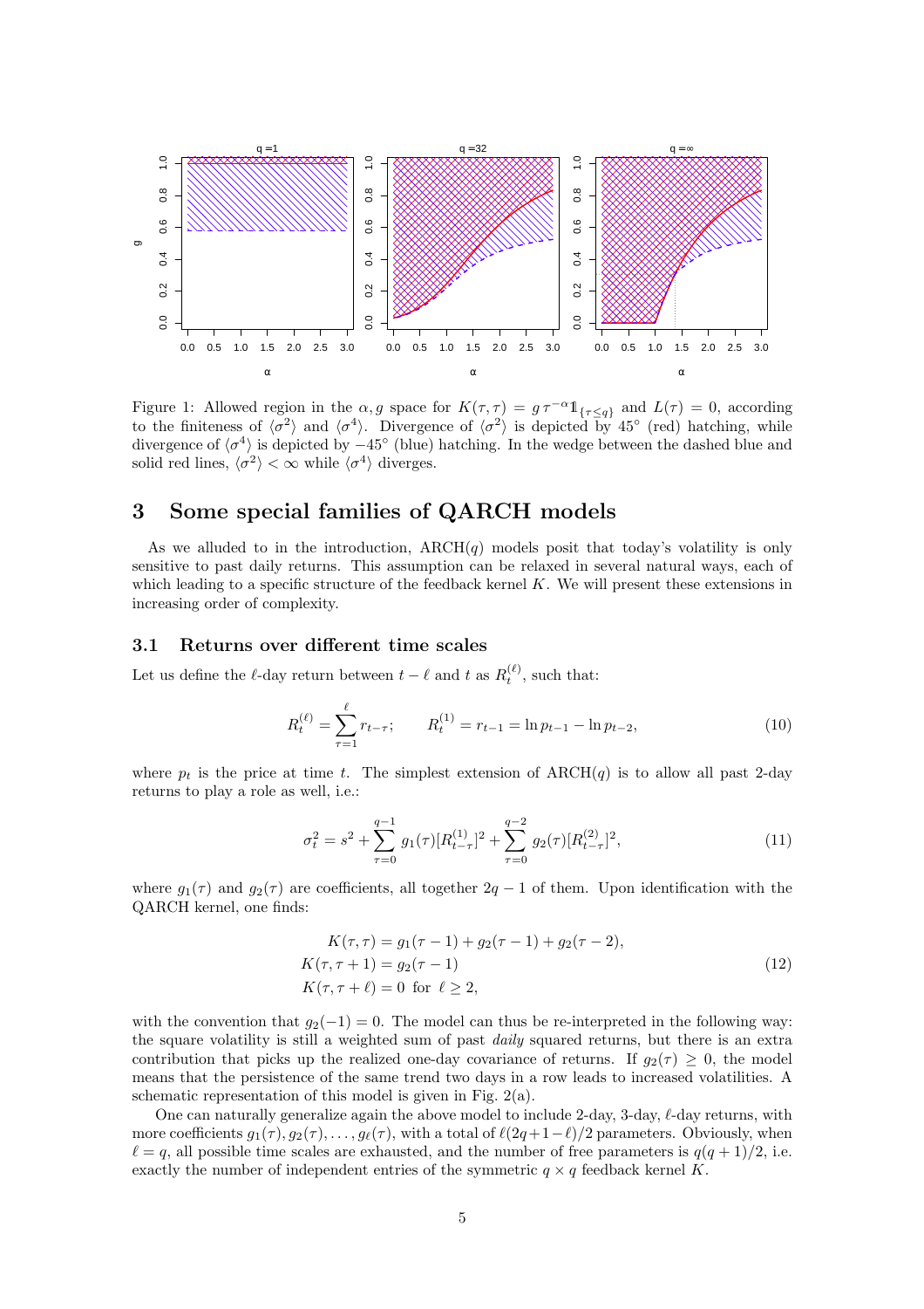Figure 1: Allowed region in the $\alpha, g$ space for $K(\tau,\tau) = g\,\tau^{-\alpha}\mathbb{1}_{\{\tau\leq q\}}$ and $L(\tau) = 0$, according to the finiteness of $\langle\sigma^2\rangle$ and $\langle\sigma^4\rangle$. Divergence of $\langle\sigma^2\rangle$ is depicted by 45° (red) hatching, while divergence of $\langle\sigma^4\rangle$ is depicted by −45° (blue) hatching. In the wedge between the dashed blue and solid red lines, $\langle\sigma^2\rangle < \infty$ while $\langle\sigma^4\rangle$ diverges.

# 3 Some special families of QARCH models

As we alluded to in the introduction, ARCH($q$) models posit that today's volatility is only sensitive to past daily returns. This assumption can be relaxed in several natural ways, each of which leading to a specific structure of the feedback kernel $K$. We will present these extensions in increasing order of complexity.

## 3.1 Returns over different time scales

Let us define the $\ell$-day return between $t-\ell$ and $t$ as $R_t^{(\ell)}$, such that:

$$R_t^{(\ell)} = \sum_{\tau=1}^{\ell} r_{t-\tau}; \qquad R_t^{(1)} = r_{t-1} = \ln p_{t-1} - \ln p_{t-2}, \tag{10}$$

where $p_t$ is the price at time $t$. The simplest extension of ARCH($q$) is to allow all past 2-day returns to play a role as well, i.e.:

$$\sigma_t^2 = s^2 + \sum_{\tau=0}^{q-1} g_1(\tau)[R_{t-\tau}^{(1)}]^2 + \sum_{\tau=0}^{q-2} g_2(\tau)[R_{t-\tau}^{(2)}]^2, \tag{11}$$

where $g_1(\tau)$ and $g_2(\tau)$ are coefficients, all together $2q-1$ of them. Upon identification with the QARCH kernel, one finds:

$$\begin{aligned} K(\tau,\tau) &= g_1(\tau-1) + g_2(\tau-1) + g_2(\tau-2), \\ K(\tau,\tau+1) &= g_2(\tau-1) \\ K(\tau,\tau+\ell) &= 0 \ \text{ for } \ \ell \geq 2, \end{aligned} \tag{12}$$

with the convention that $g_2(-1) = 0$. The model can thus be re-interpreted in the following way: the square volatility is still a weighted sum of past *daily* squared returns, but there is an extra contribution that picks up the realized one-day covariance of returns. If $g_2(\tau) \geq 0$, the model means that the persistence of the same trend two days in a row leads to increased volatilities. A schematic representation of this model is given in Fig. 2(a).

One can naturally generalize again the above model to include 2-day, 3-day, $\ell$-day returns, with more coefficients $g_1(\tau), g_2(\tau), \ldots, g_\ell(\tau)$, with a total of $\ell(2q+1-\ell)/2$ parameters. Obviously, when $\ell = q$, all possible time scales are exhausted, and the number of free parameters is $q(q+1)/2$, i.e. exactly the number of independent entries of the symmetric $q \times q$ feedback kernel $K$.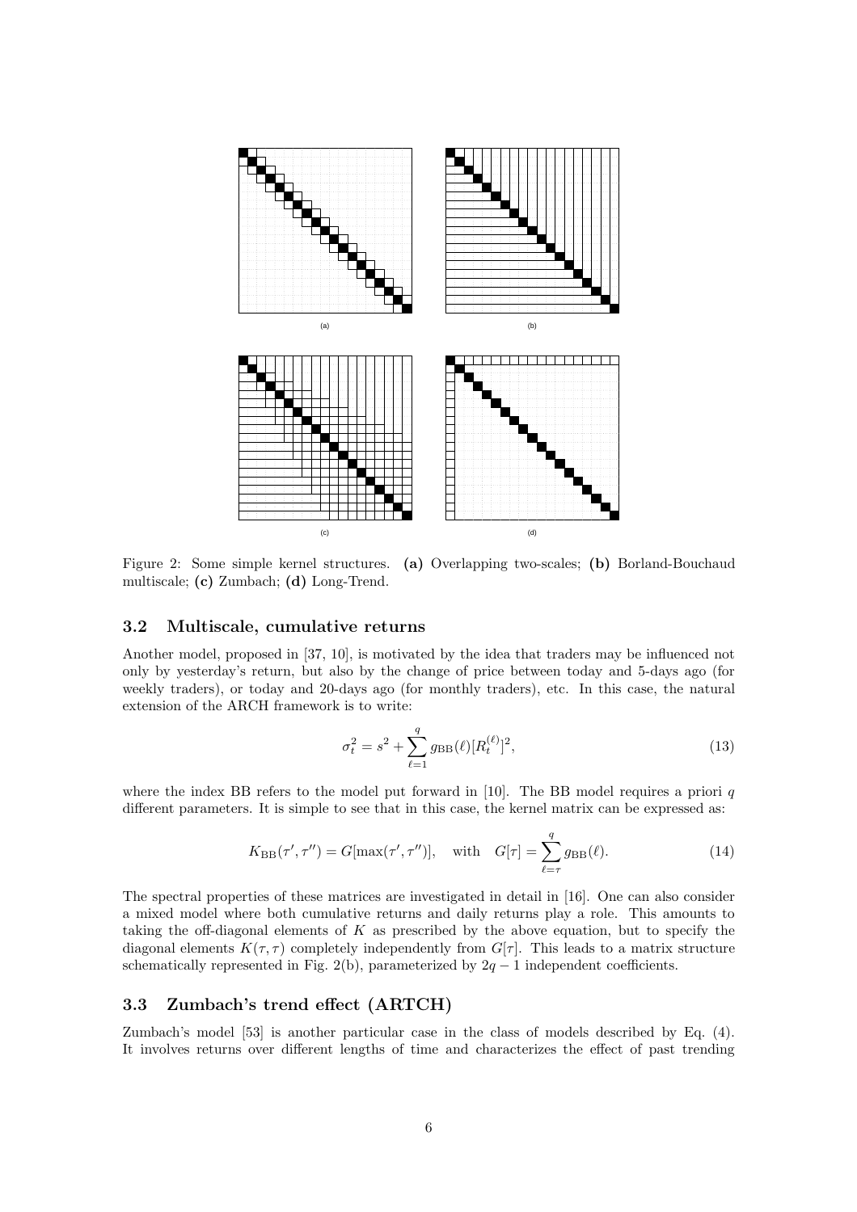Figure 2: Some simple kernel structures. **(a)** Overlapping two-scales; **(b)** Borland-Bouchaud multiscale; **(c)** Zumbach; **(d)** Long-Trend.

### 3.2 Multiscale, cumulative returns

Another model, proposed in [37, 10], is motivated by the idea that traders may be influenced not only by yesterday's return, but also by the change of price between today and 5-days ago (for weekly traders), or today and 20-days ago (for monthly traders), etc. In this case, the natural extension of the ARCH framework is to write:

$$\sigma_t^2 = s^2 + \sum_{\ell=1}^{q} g_{\mathrm{BB}}(\ell)[R_t^{(\ell)}]^2, \tag{13}$$

where the index BB refers to the model put forward in [10]. The BB model requires a priori $q$ different parameters. It is simple to see that in this case, the kernel matrix can be expressed as:

$$K_{\mathrm{BB}}(\tau', \tau'') = G[\max(\tau', \tau'')], \quad \text{with} \quad G[\tau] = \sum_{\ell=\tau}^{q} g_{\mathrm{BB}}(\ell). \tag{14}$$

The spectral properties of these matrices are investigated in detail in [16]. One can also consider a mixed model where both cumulative returns and daily returns play a role. This amounts to taking the off-diagonal elements of $K$ as prescribed by the above equation, but to specify the diagonal elements $K(\tau, \tau)$ completely independently from $G[\tau]$. This leads to a matrix structure schematically represented in Fig. 2(b), parameterized by $2q - 1$ independent coefficients.

### 3.3 Zumbach's trend effect (ARTCH)

Zumbach's model [53] is another particular case in the class of models described by Eq. (4). It involves returns over different lengths of time and characterizes the effect of past trending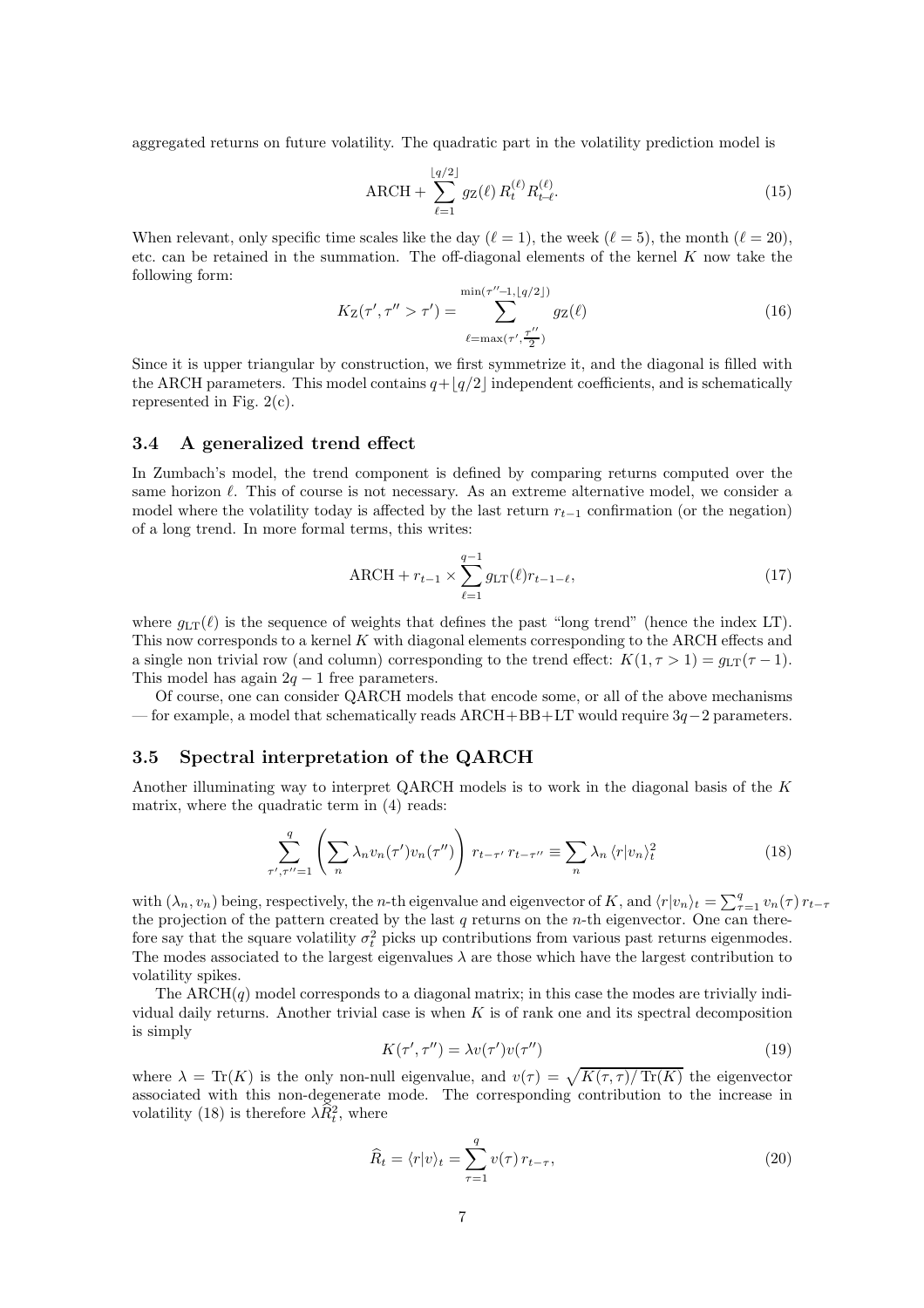aggregated returns on future volatility. The quadratic part in the volatility prediction model is

$$\text{ARCH} + \sum_{\ell=1}^{\lfloor q/2 \rfloor} g_{\text{Z}}(\ell)\, R_t^{(\ell)} R_{t-\ell}^{(\ell)}. \tag{15}$$

When relevant, only specific time scales like the day ($\ell = 1$), the week ($\ell = 5$), the month ($\ell = 20$), etc. can be retained in the summation. The off-diagonal elements of the kernel $K$ now take the following form:

$$K_{\text{Z}}(\tau', \tau'' > \tau') = \sum_{\ell=\max(\tau', \frac{\tau''}{2})}^{\min(\tau''-1, \lfloor q/2 \rfloor)} g_{\text{Z}}(\ell) \tag{16}$$

Since it is upper triangular by construction, we first symmetrize it, and the diagonal is filled with the ARCH parameters. This model contains $q + \lfloor q/2 \rfloor$ independent coefficients, and is schematically represented in Fig. 2(c).

### 3.4 A generalized trend effect

In Zumbach's model, the trend component is defined by comparing returns computed over the same horizon $\ell$. This of course is not necessary. As an extreme alternative model, we consider a model where the volatility today is affected by the last return $r_{t-1}$ confirmation (or the negation) of a long trend. In more formal terms, this writes:

$$\text{ARCH} + r_{t-1} \times \sum_{\ell=1}^{q-1} g_{\text{LT}}(\ell) r_{t-1-\ell}, \tag{17}$$

where $g_{\text{LT}}(\ell)$ is the sequence of weights that defines the past "long trend" (hence the index LT). This now corresponds to a kernel $K$ with diagonal elements corresponding to the ARCH effects and a single non trivial row (and column) corresponding to the trend effect: $K(1, \tau > 1) = g_{\text{LT}}(\tau - 1)$. This model has again $2q - 1$ free parameters.

Of course, one can consider QARCH models that encode some, or all of the above mechanisms — for example, a model that schematically reads ARCH+BB+LT would require $3q-2$ parameters.

### 3.5 Spectral interpretation of the QARCH

Another illuminating way to interpret QARCH models is to work in the diagonal basis of the $K$ matrix, where the quadratic term in (4) reads:

$$\sum_{\tau', \tau''=1}^{q} \left( \sum_n \lambda_n v_n(\tau') v_n(\tau'') \right) r_{t-\tau'}\, r_{t-\tau''} \equiv \sum_n \lambda_n \, \langle r | v_n \rangle_t^2 \tag{18}$$

with $(\lambda_n, v_n)$ being, respectively, the $n$-th eigenvalue and eigenvector of $K$, and $\langle r | v_n \rangle_t = \sum_{\tau=1}^{q} v_n(\tau)\, r_{t-\tau}$ the projection of the pattern created by the last $q$ returns on the $n$-th eigenvector. One can therefore say that the square volatility $\sigma_t^2$ picks up contributions from various past returns eigenmodes. The modes associated to the largest eigenvalues $\lambda$ are those which have the largest contribution to volatility spikes.

The ARCH($q$) model corresponds to a diagonal matrix; in this case the modes are trivially individual daily returns. Another trivial case is when $K$ is of rank one and its spectral decomposition is simply

$$K(\tau', \tau'') = \lambda v(\tau') v(\tau'') \tag{19}$$

where $\lambda = \text{Tr}(K)$ is the only non-null eigenvalue, and $v(\tau) = \sqrt{K(\tau, \tau)/\,\text{Tr}(K)}$ the eigenvector associated with this non-degenerate mode. The corresponding contribution to the increase in volatility (18) is therefore $\lambda \widehat{R}_t^2$, where

$$\widehat{R}_t = \langle r | v \rangle_t = \sum_{\tau=1}^{q} v(\tau)\, r_{t-\tau}, \tag{20}$$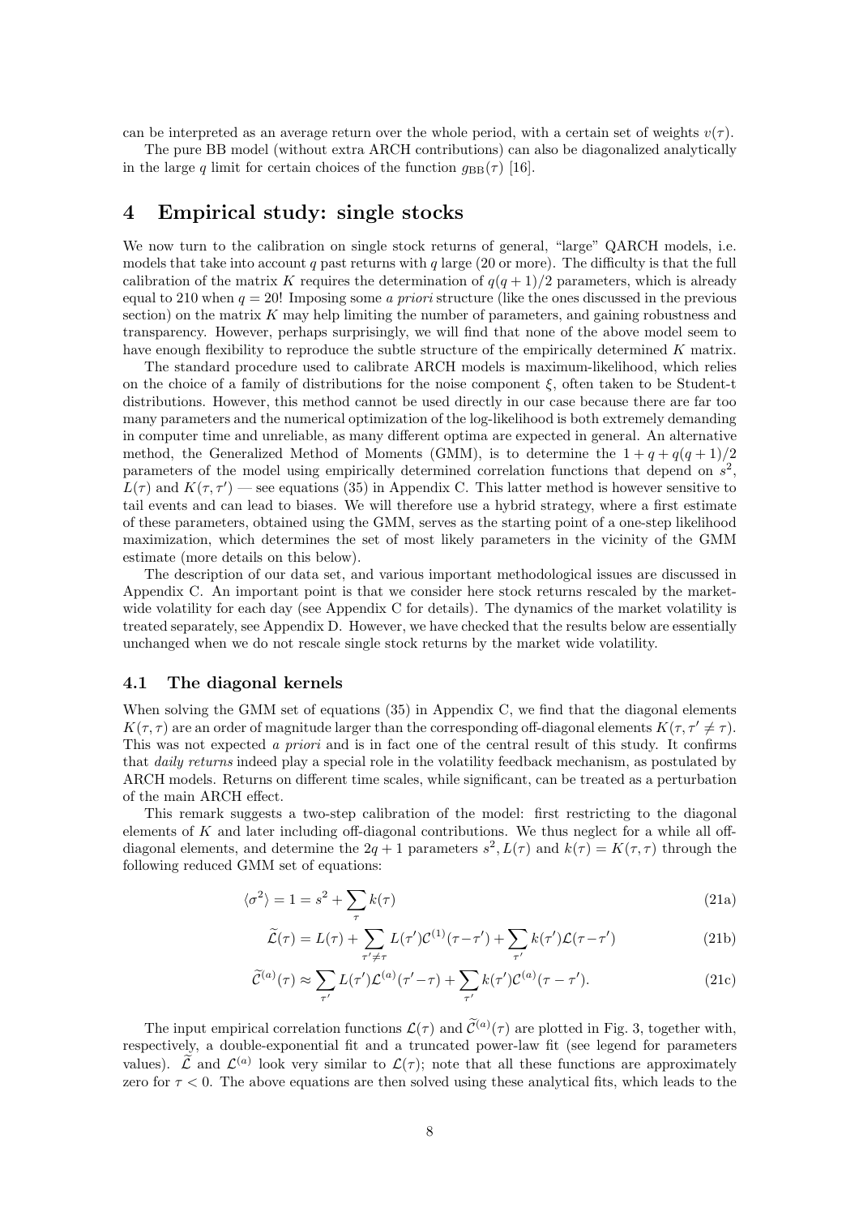can be interpreted as an average return over the whole period, with a certain set of weights $v(\tau)$.

The pure BB model (without extra ARCH contributions) can also be diagonalized analytically in the large $q$ limit for certain choices of the function $g_{\rm BB}(\tau)$ [16].

# 4 Empirical study: single stocks

We now turn to the calibration on single stock returns of general, "large" QARCH models, i.e. models that take into account $q$ past returns with $q$ large (20 or more). The difficulty is that the full calibration of the matrix $K$ requires the determination of $q(q+1)/2$ parameters, which is already equal to 210 when $q = 20$! Imposing some *a priori* structure (like the ones discussed in the previous section) on the matrix $K$ may help limiting the number of parameters, and gaining robustness and transparency. However, perhaps surprisingly, we will find that none of the above model seem to have enough flexibility to reproduce the subtle structure of the empirically determined $K$ matrix.

The standard procedure used to calibrate ARCH models is maximum-likelihood, which relies on the choice of a family of distributions for the noise component $\xi$, often taken to be Student-t distributions. However, this method cannot be used directly in our case because there are far too many parameters and the numerical optimization of the log-likelihood is both extremely demanding in computer time and unreliable, as many different optima are expected in general. An alternative method, the Generalized Method of Moments (GMM), is to determine the $1 + q + q(q+1)/2$ parameters of the model using empirically determined correlation functions that depend on $s^2$, $L(\tau)$ and $K(\tau, \tau')$ — see equations (35) in Appendix C. This latter method is however sensitive to tail events and can lead to biases. We will therefore use a hybrid strategy, where a first estimate of these parameters, obtained using the GMM, serves as the starting point of a one-step likelihood maximization, which determines the set of most likely parameters in the vicinity of the GMM estimate (more details on this below).

The description of our data set, and various important methodological issues are discussed in Appendix C. An important point is that we consider here stock returns rescaled by the market-wide volatility for each day (see Appendix C for details). The dynamics of the market volatility is treated separately, see Appendix D. However, we have checked that the results below are essentially unchanged when we do not rescale single stock returns by the market wide volatility.

## 4.1 The diagonal kernels

When solving the GMM set of equations (35) in Appendix C, we find that the diagonal elements $K(\tau, \tau)$ are an order of magnitude larger than the corresponding off-diagonal elements $K(\tau, \tau' \neq \tau)$. This was not expected *a priori* and is in fact one of the central result of this study. It confirms that *daily returns* indeed play a special role in the volatility feedback mechanism, as postulated by ARCH models. Returns on different time scales, while significant, can be treated as a perturbation of the main ARCH effect.

This remark suggests a two-step calibration of the model: first restricting to the diagonal elements of $K$ and later including off-diagonal contributions. We thus neglect for a while all off-diagonal elements, and determine the $2q + 1$ parameters $s^2, L(\tau)$ and $k(\tau) = K(\tau, \tau)$ through the following reduced GMM set of equations:

$$\langle \sigma^2 \rangle = 1 = s^2 + \sum_{\tau} k(\tau) \tag{21a}$$

$$\widetilde{\mathcal{L}}(\tau) = L(\tau) + \sum_{\tau' \neq \tau} L(\tau')\mathcal{C}^{(1)}(\tau - \tau') + \sum_{\tau'} k(\tau')\mathcal{L}(\tau - \tau') \tag{21b}$$

$$\widetilde{\mathcal{C}}^{(a)}(\tau) \approx \sum_{\tau'} L(\tau')\mathcal{L}^{(a)}(\tau' - \tau) + \sum_{\tau'} k(\tau')\mathcal{C}^{(a)}(\tau - \tau'). \tag{21c}$$

The input empirical correlation functions $\mathcal{L}(\tau)$ and $\widetilde{\mathcal{C}}^{(a)}(\tau)$ are plotted in Fig. 3, together with, respectively, a double-exponential fit and a truncated power-law fit (see legend for parameters values). $\widetilde{\mathcal{L}}$ and $\mathcal{L}^{(a)}$ look very similar to $\mathcal{L}(\tau)$; note that all these functions are approximately zero for $\tau < 0$. The above equations are then solved using these analytical fits, which leads to the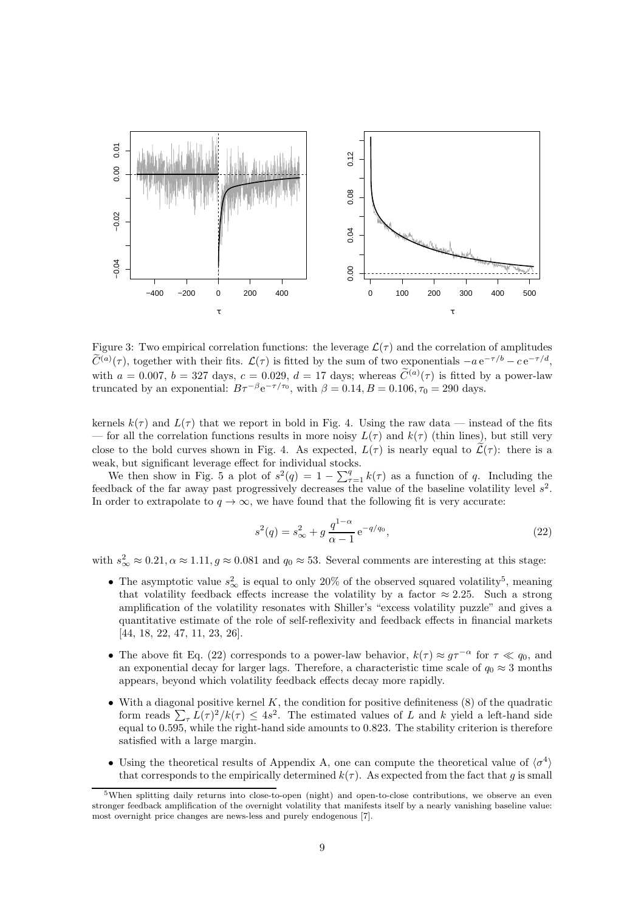Figure 3: Two empirical correlation functions: the leverage $\mathcal{L}(\tau)$ and the correlation of amplitudes $\widetilde{C}^{(a)}(\tau)$, together with their fits. $\mathcal{L}(\tau)$ is fitted by the sum of two exponentials $-a\,\mathrm{e}^{-\tau/b} - c\,\mathrm{e}^{-\tau/d}$, with $a = 0.007$, $b = 327$ days, $c = 0.029$, $d = 17$ days; whereas $\widetilde{C}^{(a)}(\tau)$ is fitted by a power-law truncated by an exponential: $B\tau^{-\beta}\mathrm{e}^{-\tau/\tau_0}$, with $\beta = 0.14, B = 0.106, \tau_0 = 290$ days.

kernels $k(\tau)$ and $L(\tau)$ that we report in bold in Fig. 4. Using the raw data — instead of the fits — for all the correlation functions results in more noisy $L(\tau)$ and $k(\tau)$ (thin lines), but still very close to the bold curves shown in Fig. 4. As expected, $L(\tau)$ is nearly equal to $\widetilde{\mathcal{L}}(\tau)$: there is a weak, but significant leverage effect for individual stocks.

We then show in Fig. 5 a plot of $s^2(q) = 1 - \sum_{\tau=1}^{q} k(\tau)$ as a function of $q$. Including the feedback of the far away past progressively decreases the value of the baseline volatility level $s^2$. In order to extrapolate to $q \to \infty$, we have found that the following fit is very accurate:

$$s^2(q) = s_\infty^2 + g\,\frac{q^{1-\alpha}}{\alpha - 1}\,\mathrm{e}^{-q/q_0}, \tag{22}$$

with $s_\infty^2 \approx 0.21, \alpha \approx 1.11, g \approx 0.081$ and $q_0 \approx 53$. Several comments are interesting at this stage:

- The asymptotic value $s_\infty^2$ is equal to only 20% of the observed squared volatility[5], meaning that volatility feedback effects increase the volatility by a factor $\approx 2.25$. Such a strong amplification of the volatility resonates with Shiller's "excess volatility puzzle" and gives a quantitative estimate of the role of self-reflexivity and feedback effects in financial markets [44, 18, 22, 47, 11, 23, 26].
- The above fit Eq. (22) corresponds to a power-law behavior, $k(\tau) \approx g\tau^{-\alpha}$ for $\tau \ll q_0$, and an exponential decay for larger lags. Therefore, a characteristic time scale of $q_0 \approx 3$ months appears, beyond which volatility feedback effects decay more rapidly.
- With a diagonal positive kernel $K$, the condition for positive definiteness (8) of the quadratic form reads $\sum_\tau L(\tau)^2/k(\tau) \le 4s^2$. The estimated values of $L$ and $k$ yield a left-hand side equal to 0.595, while the right-hand side amounts to 0.823. The stability criterion is therefore satisfied with a large margin.
- Using the theoretical results of Appendix A, one can compute the theoretical value of $\langle\sigma^4\rangle$ that corresponds to the empirically determined $k(\tau)$. As expected from the fact that $g$ is small

[5] When splitting daily returns into close-to-open (night) and open-to-close contributions, we observe an even stronger feedback amplification of the overnight volatility that manifests itself by a nearly vanishing baseline value: most overnight price changes are news-less and purely endogenous [7].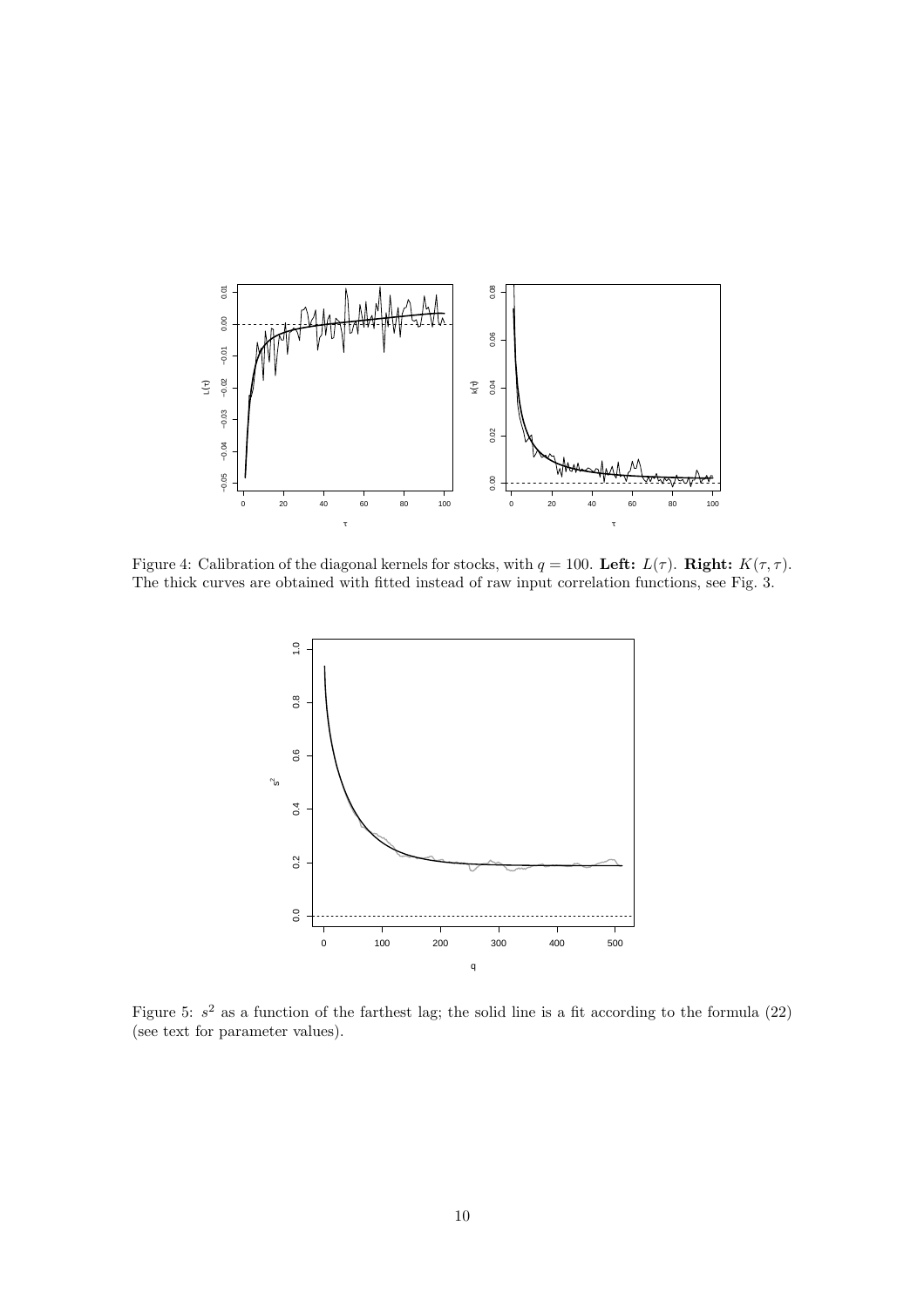Figure 4: Calibration of the diagonal kernels for stocks, with $q = 100$. **Left:** $L(\tau)$. **Right:** $K(\tau, \tau)$. The thick curves are obtained with fitted instead of raw input correlation functions, see Fig. 3.

Figure 5: $s^2$ as a function of the farthest lag; the solid line is a fit according to the formula (22) (see text for parameter values).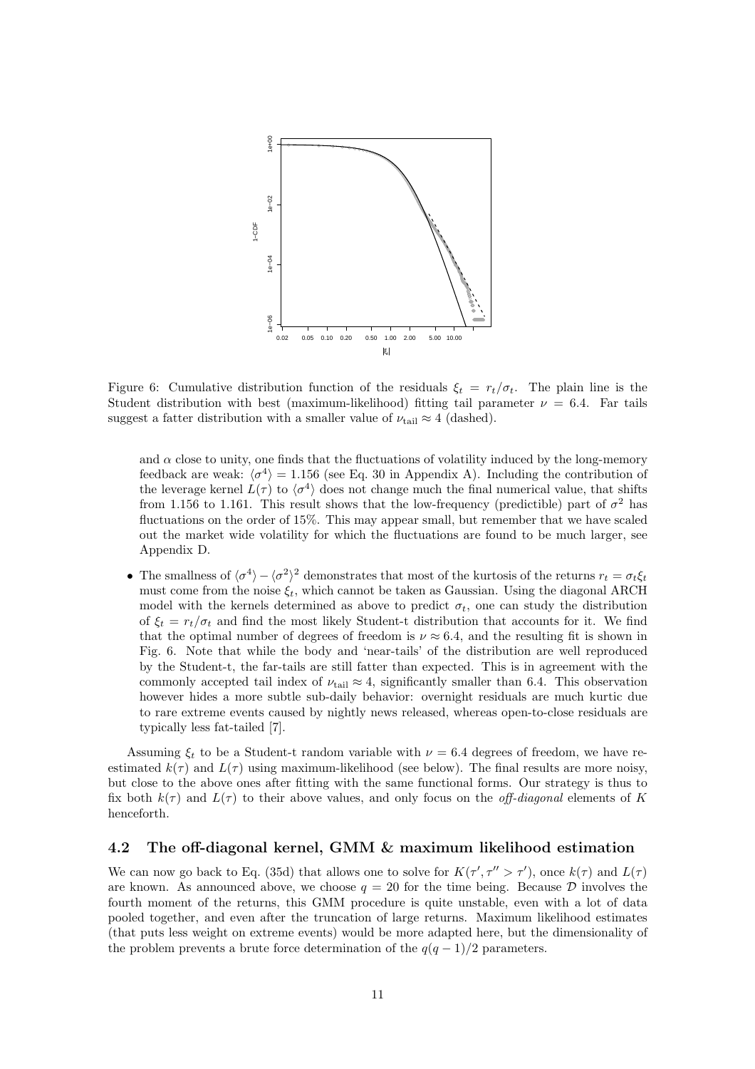Figure 6: Cumulative distribution function of the residuals $\xi_t = r_t/\sigma_t$. The plain line is the Student distribution with best (maximum-likelihood) fitting tail parameter $\nu = 6.4$. Far tails suggest a fatter distribution with a smaller value of $\nu_{\text{tail}} \approx 4$ (dashed).

and $\alpha$ close to unity, one finds that the fluctuations of volatility induced by the long-memory feedback are weak: $\langle \sigma^4 \rangle = 1.156$ (see Eq. 30 in Appendix A). Including the contribution of the leverage kernel $L(\tau)$ to $\langle \sigma^4 \rangle$ does not change much the final numerical value, that shifts from 1.156 to 1.161. This result shows that the low-frequency (predictible) part of $\sigma^2$ has fluctuations on the order of 15%. This may appear small, but remember that we have scaled out the market wide volatility for which the fluctuations are found to be much larger, see Appendix D.

- The smallness of $\langle \sigma^4 \rangle - \langle \sigma^2 \rangle^2$ demonstrates that most of the kurtosis of the returns $r_t = \sigma_t \xi_t$ must come from the noise $\xi_t$, which cannot be taken as Gaussian. Using the diagonal ARCH model with the kernels determined as above to predict $\sigma_t$, one can study the distribution of $\xi_t = r_t/\sigma_t$ and find the most likely Student-t distribution that accounts for it. We find that the optimal number of degrees of freedom is $\nu \approx 6.4$, and the resulting fit is shown in Fig. 6. Note that while the body and 'near-tails' of the distribution are well reproduced by the Student-t, the far-tails are still fatter than expected. This is in agreement with the commonly accepted tail index of $\nu_{\text{tail}} \approx 4$, significantly smaller than 6.4. This observation however hides a more subtle sub-daily behavior: overnight residuals are much kurtic due to rare extreme events caused by nightly news released, whereas open-to-close residuals are typically less fat-tailed [7].

Assuming $\xi_t$ to be a Student-t random variable with $\nu = 6.4$ degrees of freedom, we have re-estimated $k(\tau)$ and $L(\tau)$ using maximum-likelihood (see below). The final results are more noisy, but close to the above ones after fitting with the same functional forms. Our strategy is thus to fix both $k(\tau)$ and $L(\tau)$ to their above values, and only focus on the *off-diagonal* elements of $K$ henceforth.

### 4.2 The off-diagonal kernel, GMM & maximum likelihood estimation

We can now go back to Eq. (35d) that allows one to solve for $K(\tau', \tau'' > \tau')$, once $k(\tau)$ and $L(\tau)$ are known. As announced above, we choose $q = 20$ for the time being. Because $\mathcal{D}$ involves the fourth moment of the returns, this GMM procedure is quite unstable, even with a lot of data pooled together, and even after the truncation of large returns. Maximum likelihood estimates (that puts less weight on extreme events) would be more adapted here, but the dimensionality of the problem prevents a brute force determination of the $q(q-1)/2$ parameters.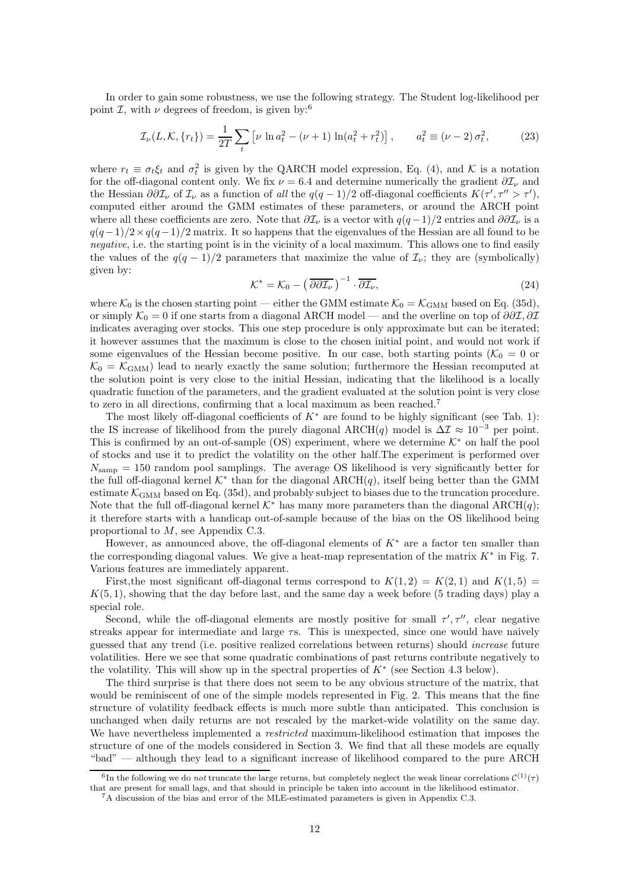In order to gain some robustness, we use the following strategy. The Student log-likelihood per point $\mathcal{I}$, with $\nu$ degrees of freedom, is given by:[6]

$$\mathcal{I}_\nu(L, \mathcal{K}, \{r_t\}) = \frac{1}{2T} \sum_t \left[ \nu \ln a_t^2 - (\nu + 1) \ln(a_t^2 + r_t^2) \right], \qquad a_t^2 \equiv (\nu - 2)\, \sigma_t^2, \tag{23}$$

where $r_t \equiv \sigma_t \xi_t$ and $\sigma_t^2$ is given by the QARCH model expression, Eq. (4), and $\mathcal{K}$ is a notation for the off-diagonal content only. We fix $\nu = 6.4$ and determine numerically the gradient $\partial\mathcal{I}_\nu$ and the Hessian $\partial\partial\mathcal{I}_\nu$ of $\mathcal{I}_\nu$ as a function of *all* the $q(q-1)/2$ off-diagonal coefficients $K(\tau', \tau'' > \tau')$, computed either around the GMM estimates of these parameters, or around the ARCH point where all these coefficients are zero. Note that $\partial\mathcal{I}_\nu$ is a vector with $q(q-1)/2$ entries and $\partial\partial\mathcal{I}_\nu$ is a $q(q-1)/2 \times q(q-1)/2$ matrix. It so happens that the eigenvalues of the Hessian are all found to be *negative*, i.e. the starting point is in the vicinity of a local maximum. This allows one to find easily the values of the $q(q-1)/2$ parameters that maximize the value of $\mathcal{I}_\nu$; they are (symbolically) given by:

$$\mathcal{K}^* = \mathcal{K}_0 - \left( \overline{\partial\partial\mathcal{I}_\nu} \right)^{-1} \cdot \overline{\partial\mathcal{I}_\nu}, \tag{24}$$

where $\mathcal{K}_0$ is the chosen starting point — either the GMM estimate $\mathcal{K}_0 = \mathcal{K}_{\text{GMM}}$ based on Eq. (35d), or simply $\mathcal{K}_0 = 0$ if one starts from a diagonal ARCH model — and the overline on top of $\partial\partial\mathcal{I}, \partial\mathcal{I}$ indicates averaging over stocks. This one step procedure is only approximate but can be iterated; it however assumes that the maximum is close to the chosen initial point, and would not work if some eigenvalues of the Hessian become positive. In our case, both starting points ($\mathcal{K}_0 = 0$ or $\mathcal{K}_0 = \mathcal{K}_{\text{GMM}}$) lead to nearly exactly the same solution; furthermore the Hessian recomputed at the solution point is very close to the initial Hessian, indicating that the likelihood is a locally quadratic function of the parameters, and the gradient evaluated at the solution point is very close to zero in all directions, confirming that a local maximum as been reached.[7]

The most likely off-diagonal coefficients of $K^*$ are found to be highly significant (see Tab. 1): the IS increase of likelihood from the purely diagonal ARCH($q$) model is $\Delta\mathcal{I} \approx 10^{-3}$ per point. This is confirmed by an out-of-sample (OS) experiment, where we determine $\mathcal{K}^*$ on half the pool of stocks and use it to predict the volatility on the other half.The experiment is performed over $N_{\text{samp}} = 150$ random pool samplings. The average OS likelihood is very significantly better for the full off-diagonal kernel $\mathcal{K}^*$ than for the diagonal ARCH($q$), itself being better than the GMM estimate $\mathcal{K}_{\text{GMM}}$ based on Eq. (35d), and probably subject to biases due to the truncation procedure. Note that the full off-diagonal kernel $\mathcal{K}^*$ has many more parameters than the diagonal ARCH($q$); it therefore starts with a handicap out-of-sample because of the bias on the OS likelihood being proportional to $M$, see Appendix C.3.

However, as announced above, the off-diagonal elements of $K^*$ are a factor ten smaller than the corresponding diagonal values. We give a heat-map representation of the matrix $K^*$ in Fig. 7. Various features are immediately apparent.

First,the most significant off-diagonal terms correspond to $K(1, 2) = K(2, 1)$ and $K(1, 5) = K(5, 1)$, showing that the day before last, and the same day a week before (5 trading days) play a special role.

Second, while the off-diagonal elements are mostly positive for small $\tau', \tau''$, clear negative streaks appear for intermediate and large $\tau$s. This is unexpected, since one would have naively guessed that any trend (i.e. positive realized correlations between returns) should *increase* future volatilities. Here we see that some quadratic combinations of past returns contribute negatively to the volatility. This will show up in the spectral properties of $K^*$ (see Section 4.3 below).

The third surprise is that there does not seem to be any obvious structure of the matrix, that would be reminiscent of one of the simple models represented in Fig. 2. This means that the fine structure of volatility feedback effects is much more subtle than anticipated. This conclusion is unchanged when daily returns are not rescaled by the market-wide volatility on the same day. We have nevertheless implemented a *restricted* maximum-likelihood estimation that imposes the structure of one of the models considered in Section 3. We find that all these models are equally "bad" — although they lead to a significant increase of likelihood compared to the pure ARCH

[6] In the following we do *not* truncate the large returns, but completely neglect the weak linear correlations $\mathcal{C}^{(1)}(\tau)$ that are present for small lags, and that should in principle be taken into account in the likelihood estimator.

[7] A discussion of the bias and error of the MLE-estimated parameters is given in Appendix C.3.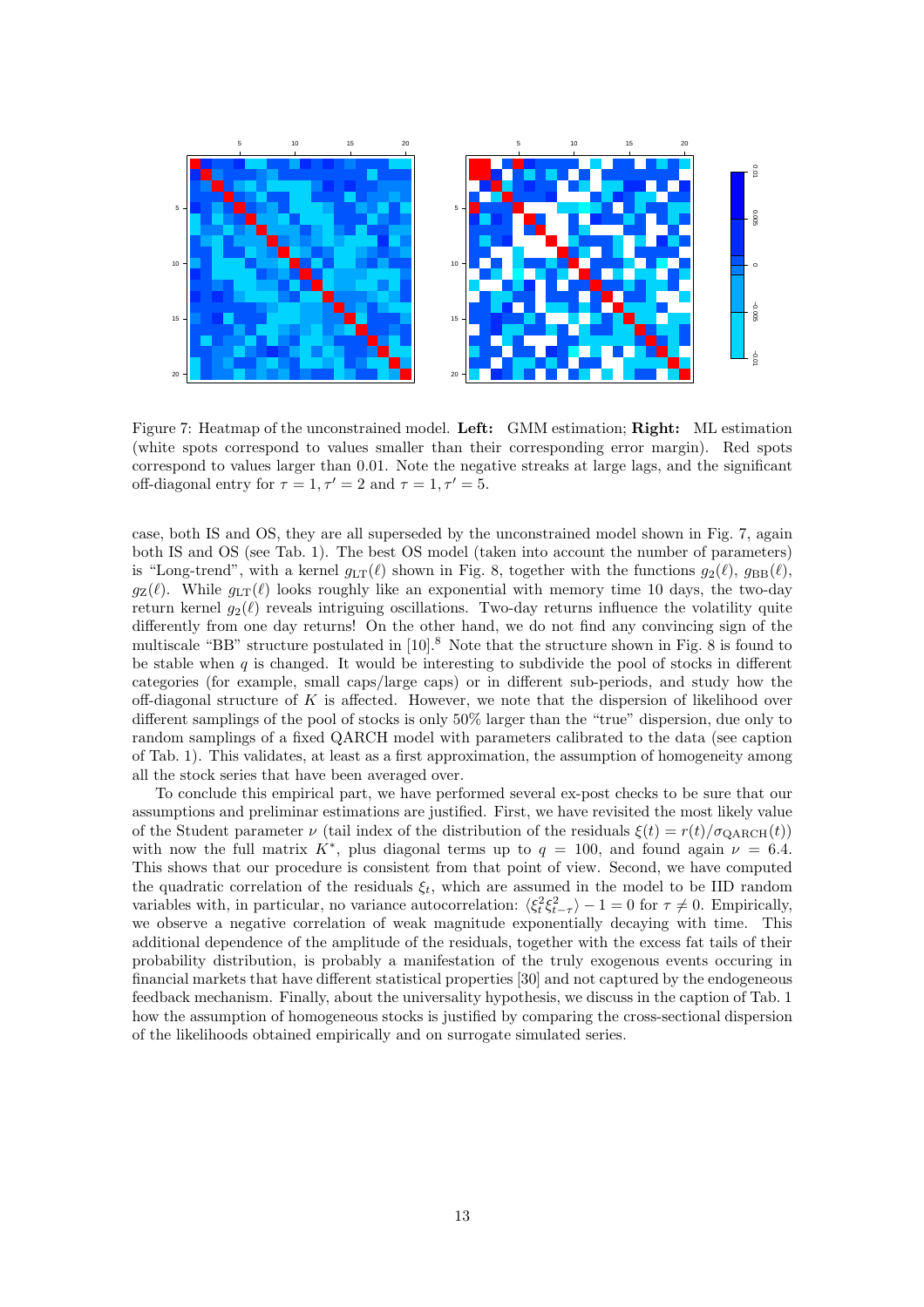Figure 7: Heatmap of the unconstrained model. **Left:** GMM estimation; **Right:** ML estimation (white spots correspond to values smaller than their corresponding error margin). Red spots correspond to values larger than 0.01. Note the negative streaks at large lags, and the significant off-diagonal entry for $\tau = 1, \tau' = 2$ and $\tau = 1, \tau' = 5$.

case, both IS and OS, they are all superseded by the unconstrained model shown in Fig. 7, again both IS and OS (see Tab. 1). The best OS model (taken into account the number of parameters) is "Long-trend", with a kernel $g_{\mathrm{LT}}(\ell)$ shown in Fig. 8, together with the functions $g_2(\ell)$, $g_{\mathrm{BB}}(\ell)$, $g_{\mathrm{Z}}(\ell)$. While $g_{\mathrm{LT}}(\ell)$ looks roughly like an exponential with memory time 10 days, the two-day return kernel $g_2(\ell)$ reveals intriguing oscillations. Two-day returns influence the volatility quite differently from one day returns! On the other hand, we do not find any convincing sign of the multiscale "BB" structure postulated in [10].[8] Note that the structure shown in Fig. 8 is found to be stable when $q$ is changed. It would be interesting to subdivide the pool of stocks in different categories (for example, small caps/large caps) or in different sub-periods, and study how the off-diagonal structure of $K$ is affected. However, we note that the dispersion of likelihood over different samplings of the pool of stocks is only 50% larger than the "true" dispersion, due only to random samplings of a fixed QARCH model with parameters calibrated to the data (see caption of Tab. 1). This validates, at least as a first approximation, the assumption of homogeneity among all the stock series that have been averaged over.

To conclude this empirical part, we have performed several ex-post checks to be sure that our assumptions and preliminar estimations are justified. First, we have revisited the most likely value of the Student parameter $\nu$ (tail index of the distribution of the residuals $\xi(t) = r(t)/\sigma_{\mathrm{QARCH}}(t)$) with now the full matrix $K^*$, plus diagonal terms up to $q = 100$, and found again $\nu = 6.4$. This shows that our procedure is consistent from that point of view. Second, we have computed the quadratic correlation of the residuals $\xi_t$, which are assumed in the model to be IID random variables with, in particular, no variance autocorrelation: $\langle \xi_t^2 \xi_{t-\tau}^2 \rangle - 1 = 0$ for $\tau \neq 0$. Empirically, we observe a negative correlation of weak magnitude exponentially decaying with time. This additional dependence of the amplitude of the residuals, together with the excess fat tails of their probability distribution, is probably a manifestation of the truly exogenous events occuring in financial markets that have different statistical properties [30] and not captured by the endogeneous feedback mechanism. Finally, about the universality hypothesis, we discuss in the caption of Tab. 1 how the assumption of homogeneous stocks is justified by comparing the cross-sectional dispersion of the likelihoods obtained empirically and on surrogate simulated series.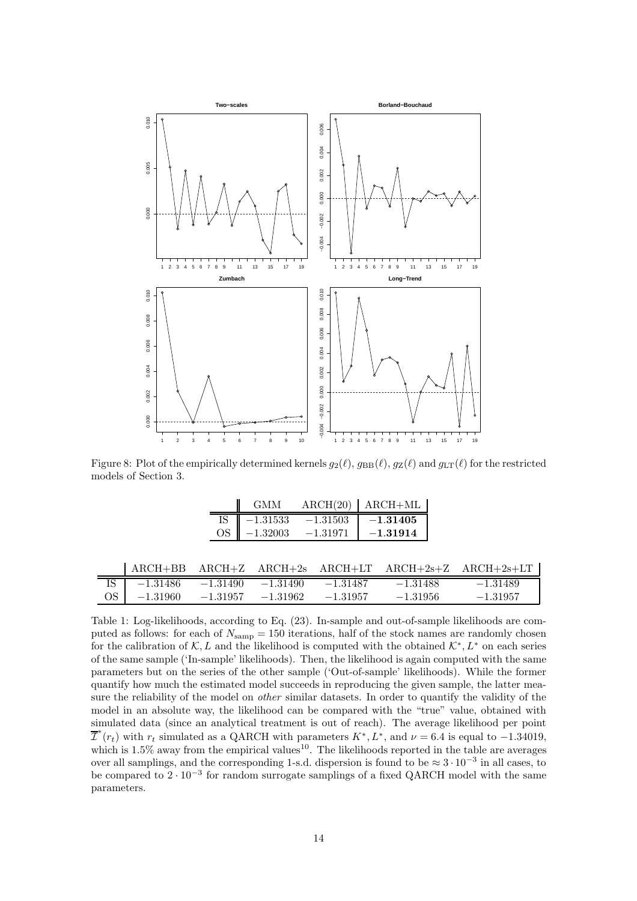Figure 8: Plot of the empirically determined kernels $g_2(\ell)$, $g_{\rm BB}(\ell)$, $g_{\rm Z}(\ell)$ and $g_{\rm LT}(\ell)$ for the restricted models of Section 3.

| | GMM | ARCH(20) | ARCH+ML |
|---|---|---|---|
| IS | $-1.31533$ | $-1.31503$ | $\mathbf{-1.31405}$ |
| OS | $-1.32003$ | $-1.31971$ | $\mathbf{-1.31914}$ |

| | ARCH+BB | ARCH+Z | ARCH+2s | ARCH+LT | ARCH+2s+Z | ARCH+2s+LT |
|---|---|---|---|---|---|---|
| IS | $-1.31486$ | $-1.31490$ | $-1.31490$ | $-1.31487$ | $-1.31488$ | $-1.31489$ |
| OS | $-1.31960$ | $-1.31957$ | $-1.31962$ | $-1.31957$ | $-1.31956$ | $-1.31957$ |

Table 1: Log-likelihoods, according to Eq. (23). In-sample and out-of-sample likelihoods are computed as follows: for each of $N_{\rm samp} = 150$ iterations, half of the stock names are randomly chosen for the calibration of $\mathcal{K}, L$ and the likelihood is computed with the obtained $\mathcal{K}^*, L^*$ on each series of the same sample ('In-sample' likelihoods). Then, the likelihood is again computed with the same parameters but on the series of the other sample ('Out-of-sample' likelihoods). While the former quantify how much the estimated model succeeds in reproducing the given sample, the latter measure the reliability of the model on *other* similar datasets. In order to quantify the validity of the model in an absolute way, the likelihood can be compared with the "true" value, obtained with simulated data (since an analytical treatment is out of reach). The average likelihood per point $\overline{\mathcal{I}}^*(r_t)$ with $r_t$ simulated as a QARCH with parameters $K^*, L^*$, and $\nu = 6.4$ is equal to $-1.34019$, which is 1.5% away from the empirical values[10]. The likelihoods reported in the table are averages over all samplings, and the corresponding 1-s.d. dispersion is found to be $\approx 3 \cdot 10^{-3}$ in all cases, to be compared to $2 \cdot 10^{-3}$ for random surrogate samplings of a fixed QARCH model with the same parameters.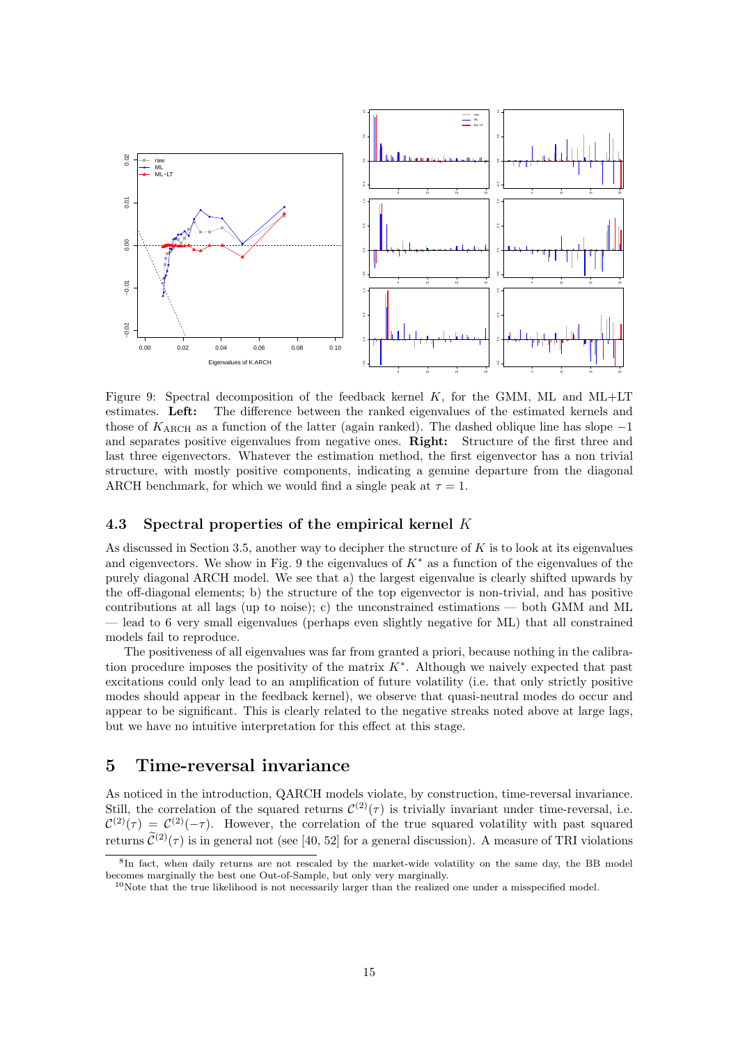Figure 9: Spectral decomposition of the feedback kernel $K$, for the GMM, ML and ML+LT estimates. **Left:** The difference between the ranked eigenvalues of the estimated kernels and those of $K_{\text{ARCH}}$ as a function of the latter (again ranked). The dashed oblique line has slope $-1$ and separates positive eigenvalues from negative ones. **Right:** Structure of the first three and last three eigenvectors. Whatever the estimation method, the first eigenvector has a non trivial structure, with mostly positive components, indicating a genuine departure from the diagonal ARCH benchmark, for which we would find a single peak at $\tau = 1$.

### 4.3 Spectral properties of the empirical kernel $K$

As discussed in Section 3.5, another way to decipher the structure of $K$ is to look at its eigenvalues and eigenvectors. We show in Fig. 9 the eigenvalues of $K^*$ as a function of the eigenvalues of the purely diagonal ARCH model. We see that a) the largest eigenvalue is clearly shifted upwards by the off-diagonal elements; b) the structure of the top eigenvector is non-trivial, and has positive contributions at all lags (up to noise); c) the unconstrained estimations — both GMM and ML — lead to 6 very small eigenvalues (perhaps even slightly negative for ML) that all constrained models fail to reproduce.

The positiveness of all eigenvalues was far from granted a priori, because nothing in the calibration procedure imposes the positivity of the matrix $K^*$. Although we naively expected that past excitations could only lead to an amplification of future volatility (i.e. that only strictly positive modes should appear in the feedback kernel), we observe that quasi-neutral modes do occur and appear to be significant. This is clearly related to the negative streaks noted above at large lags, but we have no intuitive interpretation for this effect at this stage.

## 5 Time-reversal invariance

As noticed in the introduction, QARCH models violate, by construction, time-reversal invariance. Still, the correlation of the squared returns $\mathcal{C}^{(2)}(\tau)$ is trivially invariant under time-reversal, i.e. $\mathcal{C}^{(2)}(\tau) = \mathcal{C}^{(2)}(-\tau)$. However, the correlation of the true squared volatility with past squared returns $\widetilde{\mathcal{C}}^{(2)}(\tau)$ is in general not (see [40, 52] for a general discussion). A measure of TRI violations

[8] In fact, when daily returns are not rescaled by the market-wide volatility on the same day, the BB model becomes marginally the best one Out-of-Sample, but only very marginally.

[10] Note that the true likelihood is not necessarily larger than the realized one under a misspecified model.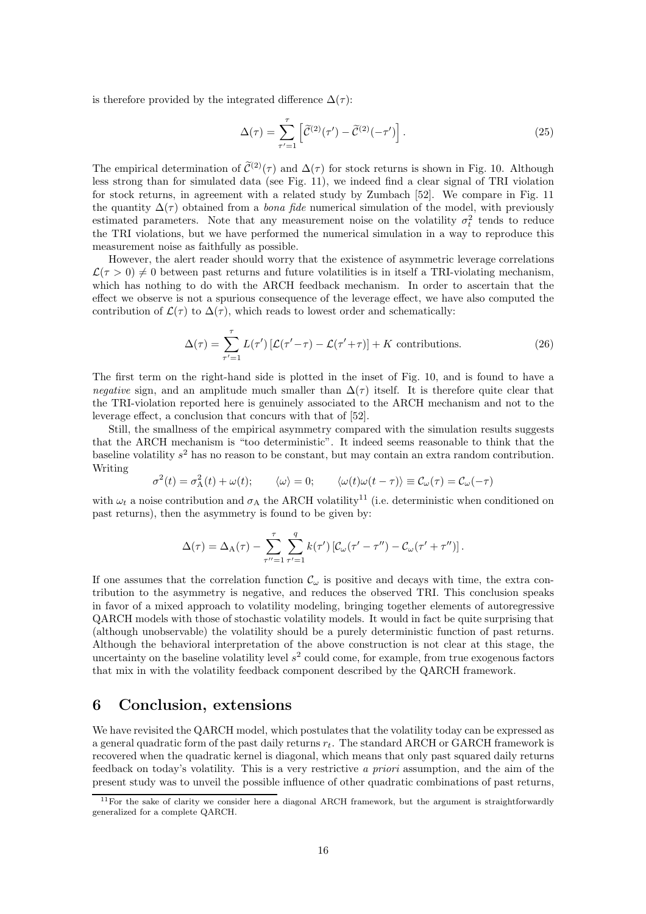is therefore provided by the integrated difference $\Delta(\tau)$:

$$\Delta(\tau) = \sum_{\tau'=1}^{\tau} \left[ \widetilde{\mathcal{C}}^{(2)}(\tau') - \widetilde{\mathcal{C}}^{(2)}(-\tau') \right]. \tag{25}$$

The empirical determination of $\widetilde{\mathcal{C}}^{(2)}(\tau)$ and $\Delta(\tau)$ for stock returns is shown in Fig. 10. Although less strong than for simulated data (see Fig. 11), we indeed find a clear signal of TRI violation for stock returns, in agreement with a related study by Zumbach [52]. We compare in Fig. 11 the quantity $\Delta(\tau)$ obtained from a *bona fide* numerical simulation of the model, with previously estimated parameters. Note that any measurement noise on the volatility $\sigma_t^2$ tends to reduce the TRI violations, but we have performed the numerical simulation in a way to reproduce this measurement noise as faithfully as possible.

However, the alert reader should worry that the existence of asymmetric leverage correlations $\mathcal{L}(\tau > 0) \neq 0$ between past returns and future volatilities is in itself a TRI-violating mechanism, which has nothing to do with the ARCH feedback mechanism. In order to ascertain that the effect we observe is not a spurious consequence of the leverage effect, we have also computed the contribution of $\mathcal{L}(\tau)$ to $\Delta(\tau)$, which reads to lowest order and schematically:

$$\Delta(\tau) = \sum_{\tau'=1}^{\tau} L(\tau') \left[ \mathcal{L}(\tau'-\tau) - \mathcal{L}(\tau'+\tau) \right] + K \text{ contributions}. \tag{26}$$

The first term on the right-hand side is plotted in the inset of Fig. 10, and is found to have a *negative* sign, and an amplitude much smaller than $\Delta(\tau)$ itself. It is therefore quite clear that the TRI-violation reported here is genuinely associated to the ARCH mechanism and not to the leverage effect, a conclusion that concurs with that of [52].

Still, the smallness of the empirical asymmetry compared with the simulation results suggests that the ARCH mechanism is "too deterministic". It indeed seems reasonable to think that the baseline volatility $s^2$ has no reason to be constant, but may contain an extra random contribution. Writing

$$\sigma^2(t) = \sigma_{\mathrm{A}}^2(t) + \omega(t); \qquad \langle \omega \rangle = 0; \qquad \langle \omega(t)\omega(t-\tau) \rangle \equiv \mathcal{C}_\omega(\tau) = \mathcal{C}_\omega(-\tau)$$

with $\omega_t$ a noise contribution and $\sigma_{\mathrm{A}}$ the ARCH volatility[11] (i.e. deterministic when conditioned on past returns), then the asymmetry is found to be given by:

$$\Delta(\tau) = \Delta_{\mathrm{A}}(\tau) - \sum_{\tau''=1}^{\tau} \sum_{\tau'=1}^{q} k(\tau') \left[ \mathcal{C}_\omega(\tau' - \tau'') - \mathcal{C}_\omega(\tau' + \tau'') \right].$$

If one assumes that the correlation function $\mathcal{C}_\omega$ is positive and decays with time, the extra contribution to the asymmetry is negative, and reduces the observed TRI. This conclusion speaks in favor of a mixed approach to volatility modeling, bringing together elements of autoregressive QARCH models with those of stochastic volatility models. It would in fact be quite surprising that (although unobservable) the volatility should be a purely deterministic function of past returns. Although the behavioral interpretation of the above construction is not clear at this stage, the uncertainty on the baseline volatility level $s^2$ could come, for example, from true exogenous factors that mix in with the volatility feedback component described by the QARCH framework.

## 6 Conclusion, extensions

We have revisited the QARCH model, which postulates that the volatility today can be expressed as a general quadratic form of the past daily returns $r_t$. The standard ARCH or GARCH framework is recovered when the quadratic kernel is diagonal, which means that only past squared daily returns feedback on today's volatility. This is a very restrictive *a priori* assumption, and the aim of the present study was to unveil the possible influence of other quadratic combinations of past returns,

[11] For the sake of clarity we consider here a diagonal ARCH framework, but the argument is straightforwardly generalized for a complete QARCH.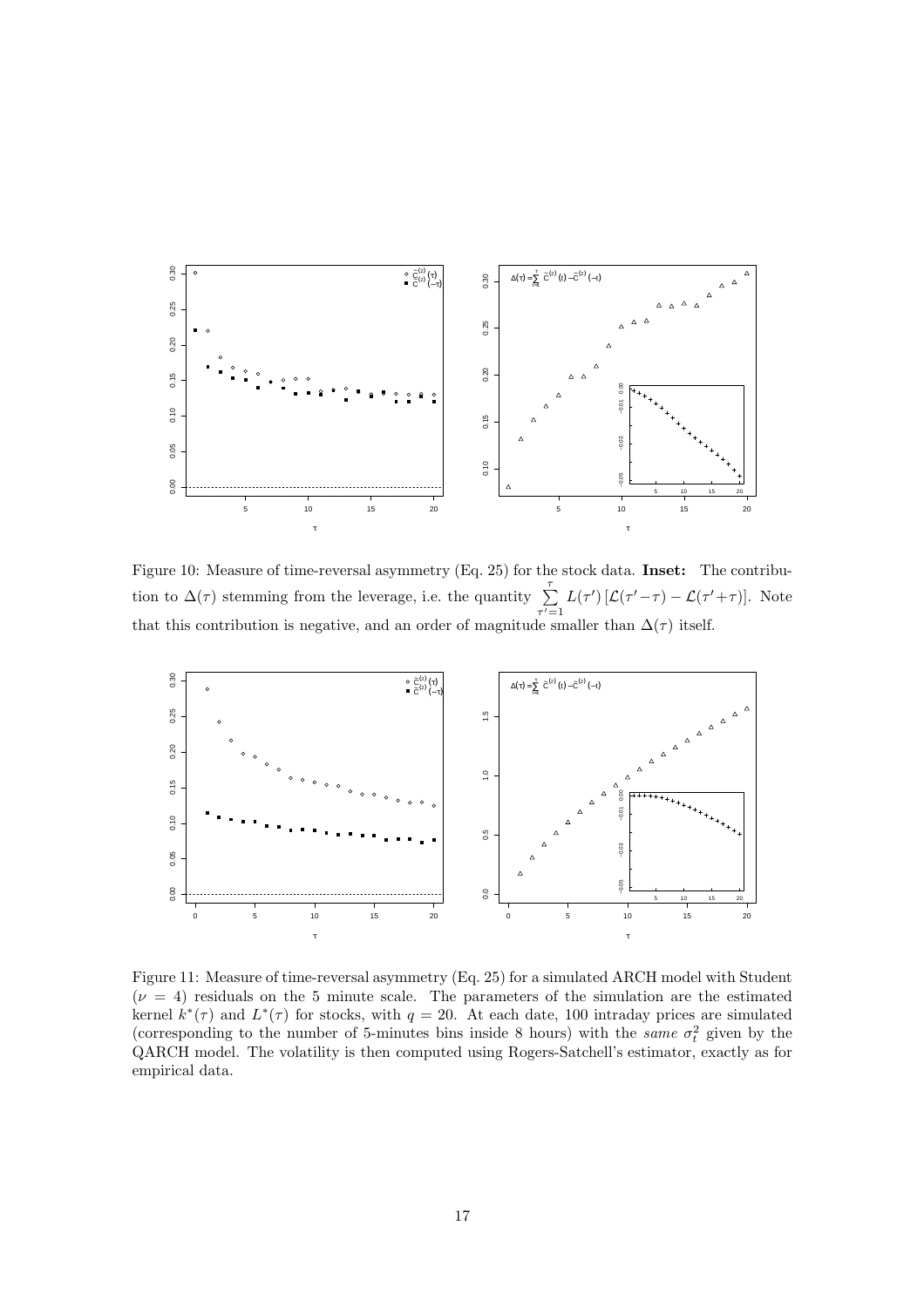Figure 10: Measure of time-reversal asymmetry (Eq. 25) for the stock data. **Inset:** The contribution to $\Delta(\tau)$ stemming from the leverage, i.e. the quantity $\sum_{\tau'=1}^{\tau} L(\tau') \left[\mathcal{L}(\tau'-\tau) - \mathcal{L}(\tau'+\tau)\right]$. Note that this contribution is negative, and an order of magnitude smaller than $\Delta(\tau)$ itself.

Figure 11: Measure of time-reversal asymmetry (Eq. 25) for a simulated ARCH model with Student ($\nu = 4$) residuals on the 5 minute scale. The parameters of the simulation are the estimated kernel $k^*(\tau)$ and $L^*(\tau)$ for stocks, with $q = 20$. At each date, 100 intraday prices are simulated (corresponding to the number of 5-minutes bins inside 8 hours) with the *same* $\sigma_t^2$ given by the QARCH model. The volatility is then computed using Rogers-Satchell's estimator, exactly as for empirical data.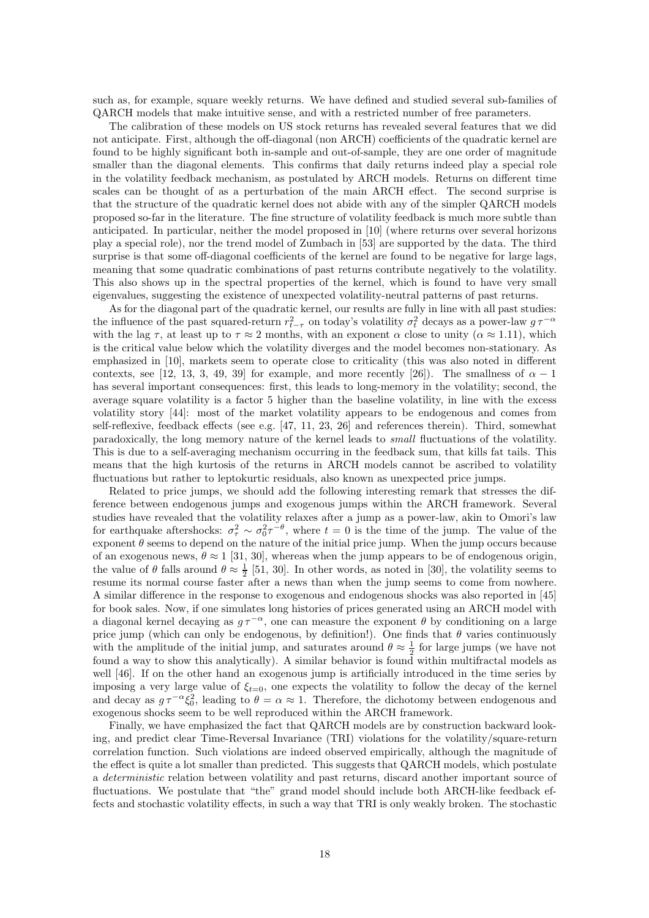such as, for example, square weekly returns. We have defined and studied several sub-families of QARCH models that make intuitive sense, and with a restricted number of free parameters.

The calibration of these models on US stock returns has revealed several features that we did not anticipate. First, although the off-diagonal (non ARCH) coefficients of the quadratic kernel are found to be highly significant both in-sample and out-of-sample, they are one order of magnitude smaller than the diagonal elements. This confirms that daily returns indeed play a special role in the volatility feedback mechanism, as postulated by ARCH models. Returns on different time scales can be thought of as a perturbation of the main ARCH effect. The second surprise is that the structure of the quadratic kernel does not abide with any of the simpler QARCH models proposed so-far in the literature. The fine structure of volatility feedback is much more subtle than anticipated. In particular, neither the model proposed in [10] (where returns over several horizons play a special role), nor the trend model of Zumbach in [53] are supported by the data. The third surprise is that some off-diagonal coefficients of the kernel are found to be negative for large lags, meaning that some quadratic combinations of past returns contribute negatively to the volatility. This also shows up in the spectral properties of the kernel, which is found to have very small eigenvalues, suggesting the existence of unexpected volatility-neutral patterns of past returns.

As for the diagonal part of the quadratic kernel, our results are fully in line with all past studies: the influence of the past squared-return $r_{t-\tau}^2$ on today's volatility $\sigma_t^2$ decays as a power-law $g\,\tau^{-\alpha}$ with the lag $\tau$, at least up to $\tau \approx 2$ months, with an exponent $\alpha$ close to unity ($\alpha \approx 1.11$), which is the critical value below which the volatility diverges and the model becomes non-stationary. As emphasized in [10], markets seem to operate close to criticality (this was also noted in different contexts, see [12, 13, 3, 49, 39] for example, and more recently [26]). The smallness of $\alpha - 1$ has several important consequences: first, this leads to long-memory in the volatility; second, the average square volatility is a factor 5 higher than the baseline volatility, in line with the excess volatility story [44]: most of the market volatility appears to be endogenous and comes from self-reflexive, feedback effects (see e.g. [47, 11, 23, 26] and references therein). Third, somewhat paradoxically, the long memory nature of the kernel leads to *small* fluctuations of the volatility. This is due to a self-averaging mechanism occurring in the feedback sum, that kills fat tails. This means that the high kurtosis of the returns in ARCH models cannot be ascribed to volatility fluctuations but rather to leptokurtic residuals, also known as unexpected price jumps.

Related to price jumps, we should add the following interesting remark that stresses the difference between endogenous jumps and exogenous jumps within the ARCH framework. Several studies have revealed that the volatility relaxes after a jump as a power-law, akin to Omori's law for earthquake aftershocks: $\sigma_\tau^2 \sim \sigma_0^2 \tau^{-\theta}$, where $t = 0$ is the time of the jump. The value of the exponent $\theta$ seems to depend on the nature of the initial price jump. When the jump occurs because of an exogenous news, $\theta \approx 1$ [31, 30], whereas when the jump appears to be of endogenous origin, the value of $\theta$ falls around $\theta \approx \frac{1}{2}$ [51, 30]. In other words, as noted in [30], the volatility seems to resume its normal course faster after a news than when the jump seems to come from nowhere. A similar difference in the response to exogenous and endogenous shocks was also reported in [45] for book sales. Now, if one simulates long histories of prices generated using an ARCH model with a diagonal kernel decaying as $g\,\tau^{-\alpha}$, one can measure the exponent $\theta$ by conditioning on a large price jump (which can only be endogenous, by definition!). One finds that $\theta$ varies continuously with the amplitude of the initial jump, and saturates around $\theta \approx \frac{1}{2}$ for large jumps (we have not found a way to show this analytically). A similar behavior is found within multifractal models as well [46]. If on the other hand an exogenous jump is artificially introduced in the time series by imposing a very large value of $\xi_{t=0}$, one expects the volatility to follow the decay of the kernel and decay as $g\,\tau^{-\alpha}\xi_0^2$, leading to $\theta = \alpha \approx 1$. Therefore, the dichotomy between endogenous and exogenous shocks seem to be well reproduced within the ARCH framework.

Finally, we have emphasized the fact that QARCH models are by construction backward looking, and predict clear Time-Reversal Invariance (TRI) violations for the volatility/square-return correlation function. Such violations are indeed observed empirically, although the magnitude of the effect is quite a lot smaller than predicted. This suggests that QARCH models, which postulate a *deterministic* relation between volatility and past returns, discard another important source of fluctuations. We postulate that "the" grand model should include both ARCH-like feedback effects and stochastic volatility effects, in such a way that TRI is only weakly broken. The stochastic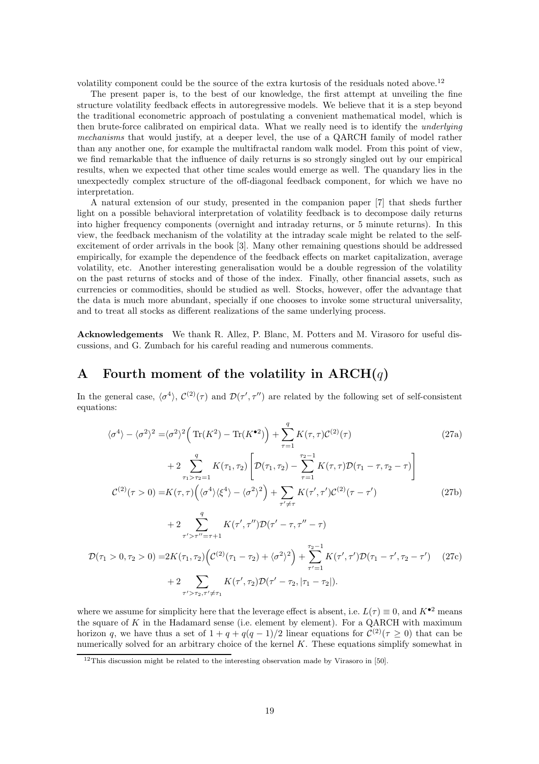volatility component could be the source of the extra kurtosis of the residuals noted above.[12]

The present paper is, to the best of our knowledge, the first attempt at unveiling the fine structure volatility feedback effects in autoregressive models. We believe that it is a step beyond the traditional econometric approach of postulating a convenient mathematical model, which is then brute-force calibrated on empirical data. What we really need is to identify the *underlying mechanisms* that would justify, at a deeper level, the use of a QARCH family of model rather than any another one, for example the multifractal random walk model. From this point of view, we find remarkable that the influence of daily returns is so strongly singled out by our empirical results, when we expected that other time scales would emerge as well. The quandary lies in the unexpectedly complex structure of the off-diagonal feedback component, for which we have no interpretation.

A natural extension of our study, presented in the companion paper [7] that sheds further light on a possible behavioral interpretation of volatility feedback is to decompose daily returns into higher frequency components (overnight and intraday returns, or 5 minute returns). In this view, the feedback mechanism of the volatility at the intraday scale might be related to the self-excitement of order arrivals in the book [3]. Many other remaining questions should be addressed empirically, for example the dependence of the feedback effects on market capitalization, average volatility, etc. Another interesting generalisation would be a double regression of the volatility on the past returns of stocks and of those of the index. Finally, other financial assets, such as currencies or commodities, should be studied as well. Stocks, however, offer the advantage that the data is much more abundant, specially if one chooses to invoke some structural universality, and to treat all stocks as different realizations of the same underlying process.

**Acknowledgements** We thank R. Allez, P. Blanc, M. Potters and M. Virasoro for useful discussions, and G. Zumbach for his careful reading and numerous comments.

# A Fourth moment of the volatility in ARCH($q$)

In the general case, $\langle\sigma^4\rangle$, $\mathcal{C}^{(2)}(\tau)$ and $\mathcal{D}(\tau',\tau'')$ are related by the following set of self-consistent equations:

$$\langle\sigma^4\rangle - \langle\sigma^2\rangle^2 = \langle\sigma^2\rangle^2\Big(\operatorname{Tr}(K^2) - \operatorname{Tr}(K^{\bullet 2})\Big) + \sum_{\tau=1}^{q} K(\tau,\tau)\mathcal{C}^{(2)}(\tau) \tag{27a}$$

$$+ 2\sum_{\tau_1>\tau_2=1}^{q} K(\tau_1,\tau_2)\left[\mathcal{D}(\tau_1,\tau_2) - \sum_{\tau=1}^{\tau_2-1} K(\tau,\tau)\mathcal{D}(\tau_1-\tau,\tau_2-\tau)\right]$$

$$\mathcal{C}^{(2)}(\tau>0) = K(\tau,\tau)\Big(\langle\sigma^4\rangle\langle\xi^4\rangle - \langle\sigma^2\rangle^2\Big) + \sum_{\tau'\neq\tau} K(\tau',\tau')\mathcal{C}^{(2)}(\tau-\tau') \tag{27b}$$

$$+ 2\sum_{\tau'>\tau''=\tau+1}^{q} K(\tau',\tau'')\mathcal{D}(\tau'-\tau,\tau''-\tau)$$

$$\mathcal{D}(\tau_1>0,\tau_2>0) = 2K(\tau_1,\tau_2)\Big(\mathcal{C}^{(2)}(\tau_1-\tau_2) + \langle\sigma^2\rangle^2\Big) + \sum_{\tau'=1}^{\tau_2-1} K(\tau',\tau')\mathcal{D}(\tau_1-\tau',\tau_2-\tau') \tag{27c}$$

$$+ 2\sum_{\tau'>\tau_2,\tau'\neq\tau_1} K(\tau',\tau_2)\mathcal{D}(\tau'-\tau_2,|\tau_1-\tau_2|).$$

where we assume for simplicity here that the leverage effect is absent, i.e. $L(\tau)\equiv 0$, and $K^{\bullet 2}$ means the square of $K$ in the Hadamard sense (i.e. element by element). For a QARCH with maximum horizon $q$, we have thus a set of $1+q+q(q-1)/2$ linear equations for $\mathcal{C}^{(2)}(\tau\geq 0)$ that can be numerically solved for an arbitrary choice of the kernel $K$. These equations simplify somewhat in

[12] This discussion might be related to the interesting observation made by Virasoro in [50].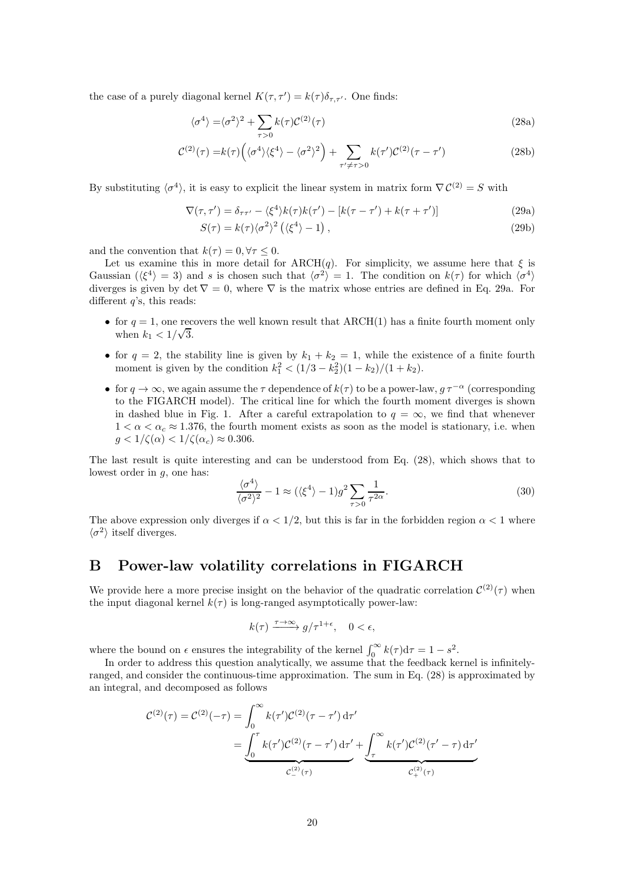the case of a purely diagonal kernel $K(\tau, \tau') = k(\tau)\delta_{\tau,\tau'}$. One finds:

$$\langle \sigma^4 \rangle = \langle \sigma^2 \rangle^2 + \sum_{\tau>0} k(\tau) \mathcal{C}^{(2)}(\tau) \tag{28a}$$

$$\mathcal{C}^{(2)}(\tau) = k(\tau)\Big(\langle \sigma^4 \rangle \langle \xi^4 \rangle - \langle \sigma^2 \rangle^2\Big) + \sum_{\tau' \neq \tau > 0} k(\tau') \mathcal{C}^{(2)}(\tau - \tau') \tag{28b}$$

By substituting $\langle \sigma^4 \rangle$, it is easy to explicit the linear system in matrix form $\nabla \, \mathcal{C}^{(2)} = S$ with

$$\nabla(\tau, \tau') = \delta_{\tau\tau'} - \langle \xi^4 \rangle k(\tau) k(\tau') - [k(\tau - \tau') + k(\tau + \tau')] \tag{29a}$$

$$S(\tau) = k(\tau) \langle \sigma^2 \rangle^2 \left( \langle \xi^4 \rangle - 1 \right), \tag{29b}$$

and the convention that $k(\tau) = 0, \forall \tau \leq 0$.

Let us examine this in more detail for ARCH($q$). For simplicity, we assume here that $\xi$ is Gaussian ($\langle \xi^4 \rangle = 3$) and $s$ is chosen such that $\langle \sigma^2 \rangle = 1$. The condition on $k(\tau)$ for which $\langle \sigma^4 \rangle$ diverges is given by $\det \nabla = 0$, where $\nabla$ is the matrix whose entries are defined in Eq. 29a. For different $q$'s, this reads:

- for $q = 1$, one recovers the well known result that ARCH(1) has a finite fourth moment only when $k_1 < 1/\sqrt{3}$.
- for $q = 2$, the stability line is given by $k_1 + k_2 = 1$, while the existence of a finite fourth moment is given by the condition $k_1^2 < (1/3 - k_2^2)(1 - k_2)/(1 + k_2)$.
- for $q \to \infty$, we again assume the $\tau$ dependence of $k(\tau)$ to be a power-law, $g\,\tau^{-\alpha}$ (corresponding to the FIGARCH model). The critical line for which the fourth moment diverges is shown in dashed blue in Fig. 1. After a careful extrapolation to $q = \infty$, we find that whenever $1 < \alpha < \alpha_c \approx 1.376$, the fourth moment exists as soon as the model is stationary, i.e. when $g < 1/\zeta(\alpha) < 1/\zeta(\alpha_c) \approx 0.306$.

The last result is quite interesting and can be understood from Eq. (28), which shows that to lowest order in $g$, one has:

$$\frac{\langle \sigma^4 \rangle}{\langle \sigma^2 \rangle^2} - 1 \approx (\langle \xi^4 \rangle - 1) g^2 \sum_{\tau>0} \frac{1}{\tau^{2\alpha}}. \tag{30}$$

The above expression only diverges if $\alpha < 1/2$, but this is far in the forbidden region $\alpha < 1$ where $\langle \sigma^2 \rangle$ itself diverges.

# B Power-law volatility correlations in FIGARCH

We provide here a more precise insight on the behavior of the quadratic correlation $\mathcal{C}^{(2)}(\tau)$ when the input diagonal kernel $k(\tau)$ is long-ranged asymptotically power-law:

$$k(\tau) \xrightarrow{\tau \to \infty} g/\tau^{1+\epsilon}, \quad 0 < \epsilon,$$

where the bound on $\epsilon$ ensures the integrability of the kernel $\int_0^\infty k(\tau) \mathrm{d}\tau = 1 - s^2$.

In order to address this question analytically, we assume that the feedback kernel is infinitely-ranged, and consider the continuous-time approximation. The sum in Eq. (28) is approximated by an integral, and decomposed as follows

$$\begin{aligned}
\mathcal{C}^{(2)}(\tau) = \mathcal{C}^{(2)}(-\tau) &= \int_0^\infty k(\tau') \mathcal{C}^{(2)}(\tau - \tau') \, \mathrm{d}\tau' \\
&= \underbrace{\int_0^\tau k(\tau') \mathcal{C}^{(2)}(\tau - \tau') \, \mathrm{d}\tau'}_{\mathcal{C}_-^{(2)}(\tau)} + \underbrace{\int_\tau^\infty k(\tau') \mathcal{C}^{(2)}(\tau' - \tau) \, \mathrm{d}\tau'}_{\mathcal{C}_+^{(2)}(\tau)}
\end{aligned}$$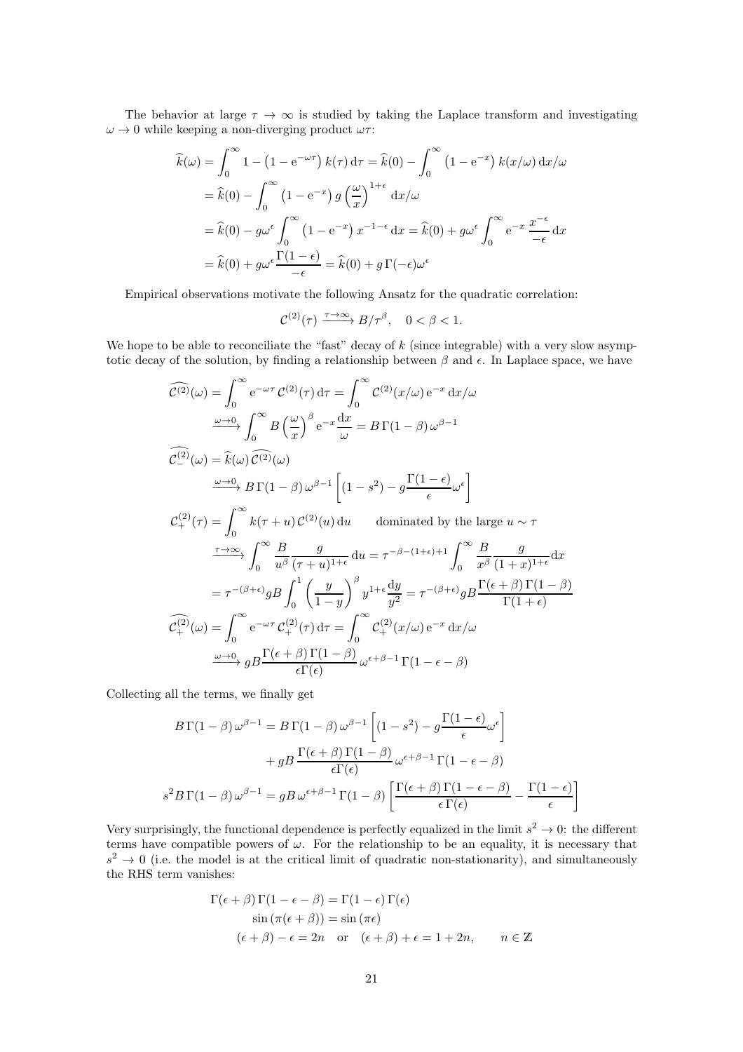The behavior at large $\tau \to \infty$ is studied by taking the Laplace transform and investigating $\omega \to 0$ while keeping a non-diverging product $\omega\tau$:

$$
\begin{aligned}
\widehat{k}(\omega) &= \int_0^\infty 1 - \left(1 - \mathrm{e}^{-\omega\tau}\right) k(\tau)\,\mathrm{d}\tau = \widehat{k}(0) - \int_0^\infty \left(1 - \mathrm{e}^{-x}\right) k(x/\omega)\,\mathrm{d}x/\omega \\
&= \widehat{k}(0) - \int_0^\infty \left(1 - \mathrm{e}^{-x}\right) g\left(\frac{\omega}{x}\right)^{1+\epsilon}\,\mathrm{d}x/\omega \\
&= \widehat{k}(0) - g\omega^\epsilon \int_0^\infty \left(1 - \mathrm{e}^{-x}\right) x^{-1-\epsilon}\,\mathrm{d}x = \widehat{k}(0) + g\omega^\epsilon \int_0^\infty \mathrm{e}^{-x}\,\frac{x^{-\epsilon}}{-\epsilon}\,\mathrm{d}x \\
&= \widehat{k}(0) + g\omega^\epsilon \frac{\Gamma(1-\epsilon)}{-\epsilon} = \widehat{k}(0) + g\,\Gamma(-\epsilon)\omega^\epsilon
\end{aligned}
$$

Empirical observations motivate the following Ansatz for the quadratic correlation:

$$
\mathcal{C}^{(2)}(\tau) \xrightarrow{\tau\to\infty} B/\tau^\beta, \quad 0 < \beta < 1.
$$

We hope to be able to reconciliate the "fast" decay of $k$ (since integrable) with a very slow asymptotic decay of the solution, by finding a relationship between $\beta$ and $\epsilon$. In Laplace space, we have

$$
\begin{aligned}
\widehat{\mathcal{C}^{(2)}}(\omega) &= \int_0^\infty \mathrm{e}^{-\omega\tau}\,\mathcal{C}^{(2)}(\tau)\,\mathrm{d}\tau = \int_0^\infty \mathcal{C}^{(2)}(x/\omega)\,\mathrm{e}^{-x}\,\mathrm{d}x/\omega \\
&\xrightarrow{\omega\to 0} \int_0^\infty B\left(\frac{\omega}{x}\right)^\beta \mathrm{e}^{-x}\frac{\mathrm{d}x}{\omega} = B\,\Gamma(1-\beta)\,\omega^{\beta-1} \\
\widehat{\mathcal{C}^{(2)}_-}(\omega) &= \widehat{k}(\omega)\,\widehat{\mathcal{C}^{(2)}}(\omega) \\
&\xrightarrow{\omega\to 0} B\,\Gamma(1-\beta)\,\omega^{\beta-1}\left[(1-s^2) - g\frac{\Gamma(1-\epsilon)}{\epsilon}\omega^\epsilon\right] \\
\mathcal{C}^{(2)}_+(\tau) &= \int_0^\infty k(\tau+u)\,\mathcal{C}^{(2)}(u)\,\mathrm{d}u \qquad \text{dominated by the large } u \sim \tau \\
&\xrightarrow{\tau\to\infty} \int_0^\infty \frac{B}{u^\beta}\frac{g}{(\tau+u)^{1+\epsilon}}\,\mathrm{d}u = \tau^{-\beta-(1+\epsilon)+1}\int_0^\infty \frac{B}{x^\beta}\frac{g}{(1+x)^{1+\epsilon}}\mathrm{d}x \\
&= \tau^{-(\beta+\epsilon)} gB \int_0^1 \left(\frac{y}{1-y}\right)^\beta y^{1+\epsilon}\frac{\mathrm{d}y}{y^2} = \tau^{-(\beta+\epsilon)} gB \frac{\Gamma(\epsilon+\beta)\,\Gamma(1-\beta)}{\Gamma(1+\epsilon)} \\
\widehat{\mathcal{C}^{(2)}_+}(\omega) &= \int_0^\infty \mathrm{e}^{-\omega\tau}\,\mathcal{C}^{(2)}_+(\tau)\,\mathrm{d}\tau = \int_0^\infty \mathcal{C}^{(2)}_+(x/\omega)\,\mathrm{e}^{-x}\,\mathrm{d}x/\omega \\
&\xrightarrow{\omega\to 0} gB\frac{\Gamma(\epsilon+\beta)\,\Gamma(1-\beta)}{\epsilon\Gamma(\epsilon)}\,\omega^{\epsilon+\beta-1}\,\Gamma(1-\epsilon-\beta)
\end{aligned}
$$

Collecting all the terms, we finally get

$$
\begin{aligned}
B\,\Gamma(1-\beta)\,\omega^{\beta-1} &= B\,\Gamma(1-\beta)\,\omega^{\beta-1}\left[(1-s^2) - g\frac{\Gamma(1-\epsilon)}{\epsilon}\omega^\epsilon\right] \\
&\quad + gB\,\frac{\Gamma(\epsilon+\beta)\,\Gamma(1-\beta)}{\epsilon\Gamma(\epsilon)}\,\omega^{\epsilon+\beta-1}\,\Gamma(1-\epsilon-\beta) \\
s^2 B\,\Gamma(1-\beta)\,\omega^{\beta-1} &= gB\,\omega^{\epsilon+\beta-1}\,\Gamma(1-\beta)\left[\frac{\Gamma(\epsilon+\beta)\,\Gamma(1-\epsilon-\beta)}{\epsilon\,\Gamma(\epsilon)} - \frac{\Gamma(1-\epsilon)}{\epsilon}\right]
\end{aligned}
$$

Very surprisingly, the functional dependence is perfectly equalized in the limit $s^2 \to 0$: the different terms have compatible powers of $\omega$. For the relationship to be an equality, it is necessary that $s^2 \to 0$ (i.e. the model is at the critical limit of quadratic non-stationarity), and simultaneously the RHS term vanishes:

$$
\begin{aligned}
\Gamma(\epsilon+\beta)\,\Gamma(1-\epsilon-\beta) &= \Gamma(1-\epsilon)\,\Gamma(\epsilon) \\
\sin\left(\pi(\epsilon+\beta)\right) &= \sin\left(\pi\epsilon\right) \\
(\epsilon+\beta) - \epsilon = 2n \quad &\text{or} \quad (\epsilon+\beta) + \epsilon = 1 + 2n, \qquad n \in \mathbb{Z}
\end{aligned}
$$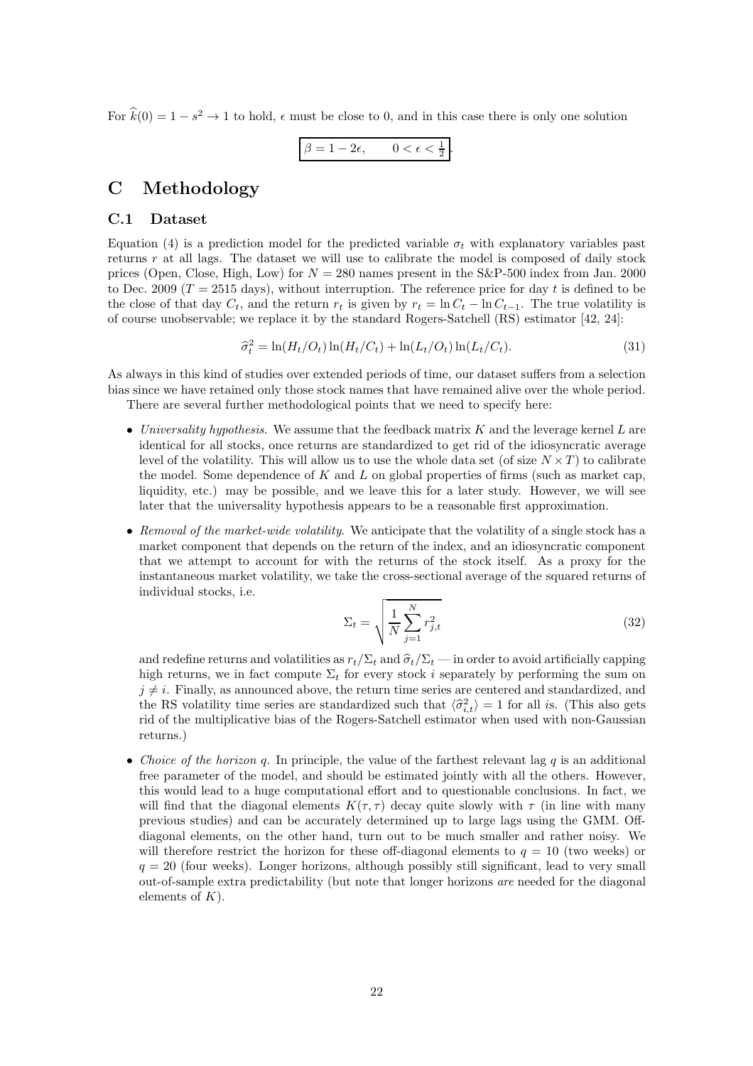For $\widehat{k}(0) = 1 - s^2 \to 1$ to hold, $\epsilon$ must be close to 0, and in this case there is only one solution

$$\boxed{\beta = 1 - 2\epsilon, \qquad 0 < \epsilon < \tfrac{1}{2}}.$$

# C Methodology

## C.1 Dataset

Equation (4) is a prediction model for the predicted variable $\sigma_t$ with explanatory variables past returns $r$ at all lags. The dataset we will use to calibrate the model is composed of daily stock prices (Open, Close, High, Low) for $N = 280$ names present in the S&P-500 index from Jan. 2000 to Dec. 2009 ($T = 2515$ days), without interruption. The reference price for day $t$ is defined to be the close of that day $C_t$, and the return $r_t$ is given by $r_t = \ln C_t - \ln C_{t-1}$. The true volatility is of course unobservable; we replace it by the standard Rogers-Satchell (RS) estimator [42, 24]:

$$\widehat{\sigma}_t^2 = \ln(H_t/O_t)\ln(H_t/C_t) + \ln(L_t/O_t)\ln(L_t/C_t). \tag{31}$$

As always in this kind of studies over extended periods of time, our dataset suffers from a selection bias since we have retained only those stock names that have remained alive over the whole period.

There are several further methodological points that we need to specify here:

- *Universality hypothesis.* We assume that the feedback matrix $K$ and the leverage kernel $L$ are identical for all stocks, once returns are standardized to get rid of the idiosyncratic average level of the volatility. This will allow us to use the whole data set (of size $N \times T$) to calibrate the model. Some dependence of $K$ and $L$ on global properties of firms (such as market cap, liquidity, etc.) may be possible, and we leave this for a later study. However, we will see later that the universality hypothesis appears to be a reasonable first approximation.

- *Removal of the market-wide volatility.* We anticipate that the volatility of a single stock has a market component that depends on the return of the index, and an idiosyncratic component that we attempt to account for with the returns of the stock itself. As a proxy for the instantaneous market volatility, we take the cross-sectional average of the squared returns of individual stocks, i.e.

$$\Sigma_t = \sqrt{\frac{1}{N}\sum_{j=1}^{N} r_{j,t}^2} \tag{32}$$

  and redefine returns and volatilities as $r_t/\Sigma_t$ and $\widehat{\sigma}_t/\Sigma_t$ — in order to avoid artificially capping high returns, we in fact compute $\Sigma_t$ for every stock $i$ separately by performing the sum on $j \neq i$. Finally, as announced above, the return time series are centered and standardized, and the RS volatility time series are standardized such that $\langle \widehat{\sigma}_{i,t}^2 \rangle = 1$ for all $i$s. (This also gets rid of the multiplicative bias of the Rogers-Satchell estimator when used with non-Gaussian returns.)

- *Choice of the horizon $q$.* In principle, the value of the farthest relevant lag $q$ is an additional free parameter of the model, and should be estimated jointly with all the others. However, this would lead to a huge computational effort and to questionable conclusions. In fact, we will find that the diagonal elements $K(\tau, \tau)$ decay quite slowly with $\tau$ (in line with many previous studies) and can be accurately determined up to large lags using the GMM. Off-diagonal elements, on the other hand, turn out to be much smaller and rather noisy. We will therefore restrict the horizon for these off-diagonal elements to $q = 10$ (two weeks) or $q = 20$ (four weeks). Longer horizons, although possibly still significant, lead to very small out-of-sample extra predictability (but note that longer horizons *are* needed for the diagonal elements of $K$).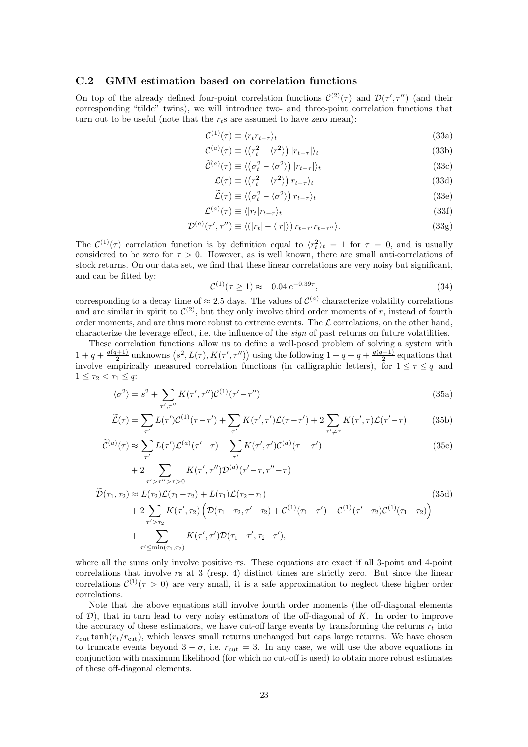### C.2 GMM estimation based on correlation functions

On top of the already defined four-point correlation functions $\mathcal{C}^{(2)}(\tau)$ and $\mathcal{D}(\tau',\tau'')$ (and their corresponding "tilde" twins), we will introduce two- and three-point correlation functions that turn out to be useful (note that the $r_t$s are assumed to have zero mean):

$$\mathcal{C}^{(1)}(\tau) \equiv \langle r_t r_{t-\tau}\rangle_t \tag{33a}$$

$$\mathcal{C}^{(a)}(\tau) \equiv \langle \left(r_t^2 - \langle r^2\rangle\right) |r_{t-\tau}|\rangle_t \tag{33b}$$

$$\widetilde{\mathcal{C}}^{(a)}(\tau) \equiv \langle \left(\sigma_t^2 - \langle \sigma^2\rangle\right) |r_{t-\tau}|\rangle_t \tag{33c}$$

$$\mathcal{L}(\tau) \equiv \langle \left(r_t^2 - \langle r^2\rangle\right) r_{t-\tau}\rangle_t \tag{33d}$$

$$\widetilde{\mathcal{L}}(\tau) \equiv \langle \left(\sigma_t^2 - \langle \sigma^2\rangle\right) r_{t-\tau}\rangle_t \tag{33e}$$

$$\mathcal{L}^{(a)}(\tau) \equiv \langle |r_t| r_{t-\tau}\rangle_t \tag{33f}$$

$$\mathcal{D}^{(a)}(\tau',\tau'') \equiv \langle \left(|r_t| - \langle |r|\rangle\right) r_{t-\tau'} r_{t-\tau''}\rangle. \tag{33g}$$

The $\mathcal{C}^{(1)}(\tau)$ correlation function is by definition equal to $\langle r_t^2\rangle_t = 1$ for $\tau = 0$, and is usually considered to be zero for $\tau > 0$. However, as is well known, there are small anti-correlations of stock returns. On our data set, we find that these linear correlations are very noisy but significant, and can be fitted by:

$$\mathcal{C}^{(1)}(\tau \geq 1) \approx -0.04\, \mathrm{e}^{-0.39\tau}, \tag{34}$$

corresponding to a decay time of $\approx 2.5$ days. The values of $\mathcal{C}^{(a)}$ characterize volatility correlations and are similar in spirit to $\mathcal{C}^{(2)}$, but they only involve third order moments of $r$, instead of fourth order moments, and are thus more robust to extreme events. The $\mathcal{L}$ correlations, on the other hand, characterize the leverage effect, i.e. the influence of the *sign* of past returns on future volatilities.

These correlation functions allow us to define a well-posed problem of solving a system with $1 + q + \frac{q(q+1)}{2}$ unknowns $\left(s^2, L(\tau), K(\tau',\tau'')\right)$ using the following $1 + q + q + \frac{q(q-1)}{2}$ equations that involve empirically measured correlation functions (in calligraphic letters), for $1 \leq \tau \leq q$ and $1 \leq \tau_2 < \tau_1 \leq q$:

$$\langle \sigma^2\rangle = s^2 + \sum_{\tau',\tau''} K(\tau',\tau'')\mathcal{C}^{(1)}(\tau'-\tau'') \tag{35a}$$

$$\widetilde{\mathcal{L}}(\tau) = \sum_{\tau'} L(\tau')\mathcal{C}^{(1)}(\tau-\tau') + \sum_{\tau'} K(\tau',\tau')\mathcal{L}(\tau-\tau') + 2\sum_{\tau'\neq\tau} K(\tau',\tau)\mathcal{L}(\tau'-\tau) \tag{35b}$$

$$\begin{aligned}\widetilde{\mathcal{C}}^{(a)}(\tau) \approx{}& \sum_{\tau'} L(\tau')\mathcal{L}^{(a)}(\tau'-\tau) + \sum_{\tau'} K(\tau',\tau')\mathcal{C}^{(a)}(\tau-\tau') \\ &+ 2\sum_{\tau'>\tau''>\tau>0} K(\tau',\tau'')\mathcal{D}^{(a)}(\tau'-\tau,\tau''-\tau)\end{aligned} \tag{35c}$$

$$\begin{aligned}\widetilde{\mathcal{D}}(\tau_1,\tau_2) \approx{}& L(\tau_2)\mathcal{L}(\tau_1-\tau_2) + L(\tau_1)\mathcal{L}(\tau_2-\tau_1) \\ &+ 2\sum_{\tau'>\tau_2} K(\tau',\tau_2)\Big(\mathcal{D}(\tau_1-\tau_2,\tau'-\tau_2) + \mathcal{C}^{(1)}(\tau_1-\tau') - \mathcal{C}^{(1)}(\tau'-\tau_2)\mathcal{C}^{(1)}(\tau_1-\tau_2)\Big) \\ &+ \sum_{\tau'\leq\min(\tau_1,\tau_2)} K(\tau',\tau')\mathcal{D}(\tau_1-\tau',\tau_2-\tau'),\end{aligned} \tag{35d}$$

where all the sums only involve positive $\tau$s. These equations are exact if all 3-point and 4-point correlations that involve $r$s at 3 (resp. 4) distinct times are strictly zero. But since the linear correlations $\mathcal{C}^{(1)}(\tau > 0)$ are very small, it is a safe approximation to neglect these higher order correlations.

Note that the above equations still involve fourth order moments (the off-diagonal elements of $\mathcal{D}$), that in turn lead to very noisy estimators of the off-diagonal of $K$. In order to improve the accuracy of these estimators, we have cut-off large events by transforming the returns $r_t$ into $r_{\mathrm{cut}} \tanh(r_t/r_{\mathrm{cut}})$, which leaves small returns unchanged but caps large returns. We have chosen to truncate events beyond $3-\sigma$, i.e. $r_{\mathrm{cut}} = 3$. In any case, we will use the above equations in conjunction with maximum likelihood (for which no cut-off is used) to obtain more robust estimates of these off-diagonal elements.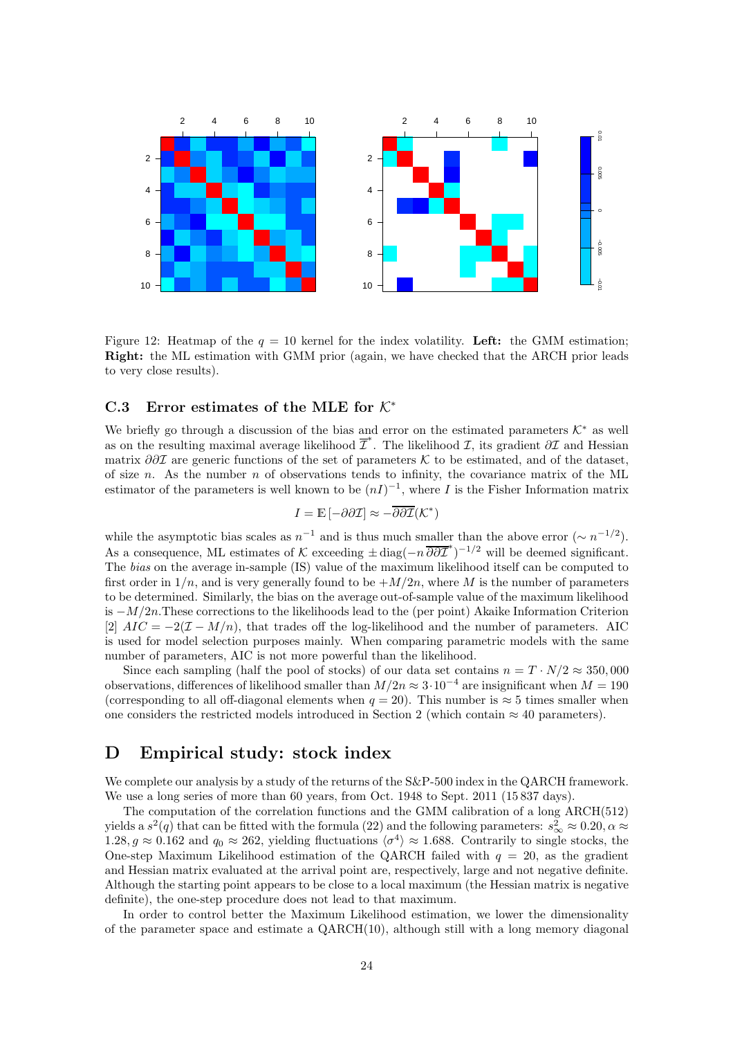Figure 12: Heatmap of the $q = 10$ kernel for the index volatility. **Left:** the GMM estimation; **Right:** the ML estimation with GMM prior (again, we have checked that the ARCH prior leads to very close results).

### C.3 Error estimates of the MLE for $\mathcal{K}^*$

We briefly go through a discussion of the bias and error on the estimated parameters $\mathcal{K}^*$ as well as on the resulting maximal average likelihood $\overline{\mathcal{I}}^*$. The likelihood $\mathcal{I}$, its gradient $\partial\mathcal{I}$ and Hessian matrix $\partial\partial\mathcal{I}$ are generic functions of the set of parameters $\mathcal{K}$ to be estimated, and of the dataset, of size $n$. As the number $n$ of observations tends to infinity, the covariance matrix of the ML estimator of the parameters is well known to be $(nI)^{-1}$, where $I$ is the Fisher Information matrix

$$I = \mathbb{E}\left[-\partial\partial\mathcal{I}\right] \approx -\overline{\partial\partial\mathcal{I}}(\mathcal{K}^*)$$

while the asymptotic bias scales as $n^{-1}$ and is thus much smaller than the above error ($\sim n^{-1/2}$). As a consequence, ML estimates of $\mathcal{K}$ exceeding $\pm\,\mathrm{diag}(-n\,\overline{\partial\partial\mathcal{I}}^*)^{-1/2}$ will be deemed significant. The *bias* on the average in-sample (IS) value of the maximum likelihood itself can be computed to first order in $1/n$, and is very generally found to be $+M/2n$, where $M$ is the number of parameters to be determined. Similarly, the bias on the average out-of-sample value of the maximum likelihood is $-M/2n$.These corrections to the likelihoods lead to the (per point) Akaike Information Criterion [2] $AIC = -2(\mathcal{I} - M/n)$, that trades off the log-likelihood and the number of parameters. AIC is used for model selection purposes mainly. When comparing parametric models with the same number of parameters, AIC is not more powerful than the likelihood.

Since each sampling (half the pool of stocks) of our data set contains $n = T \cdot N/2 \approx 350{,}000$ observations, differences of likelihood smaller than $M/2n \approx 3\cdot 10^{-4}$ are insignificant when $M = 190$ (corresponding to all off-diagonal elements when $q = 20$). This number is $\approx 5$ times smaller when one considers the restricted models introduced in Section 2 (which contain $\approx 40$ parameters).

## D Empirical study: stock index

We complete our analysis by a study of the returns of the S&P-500 index in the QARCH framework. We use a long series of more than 60 years, from Oct. 1948 to Sept. 2011 (15 837 days).

The computation of the correlation functions and the GMM calibration of a long ARCH(512) yields a $s^2(q)$ that can be fitted with the formula (22) and the following parameters: $s^2_\infty \approx 0.20, \alpha \approx 1.28, g \approx 0.162$ and $q_0 \approx 262$, yielding fluctuations $\langle\sigma^4\rangle \approx 1.688$. Contrarily to single stocks, the One-step Maximum Likelihood estimation of the QARCH failed with $q = 20$, as the gradient and Hessian matrix evaluated at the arrival point are, respectively, large and not negative definite. Although the starting point appears to be close to a local maximum (the Hessian matrix is negative definite), the one-step procedure does not lead to that maximum.

In order to control better the Maximum Likelihood estimation, we lower the dimensionality of the parameter space and estimate a QARCH(10), although still with a long memory diagonal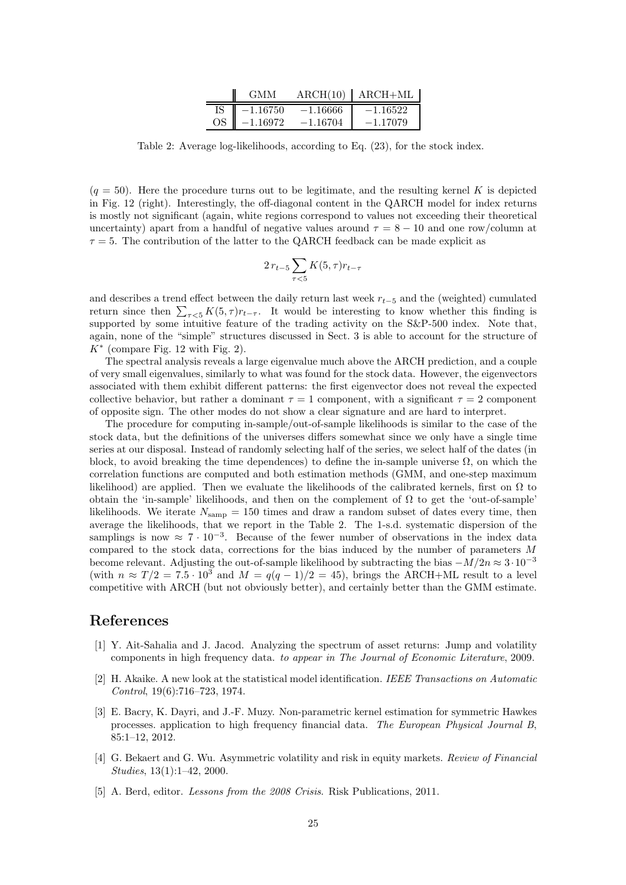| | GMM | ARCH(10) | ARCH+ML |
|---|---|---|---|
| IS | $-1.16750$ | $-1.16666$ | $-1.16522$ |
| OS | $-1.16972$ | $-1.16704$ | $-1.17079$ |

Table 2: Average log-likelihoods, according to Eq. (23), for the stock index.

($q = 50$). Here the procedure turns out to be legitimate, and the resulting kernel $K$ is depicted in Fig. 12 (right). Interestingly, the off-diagonal content in the QARCH model for index returns is mostly not significant (again, white regions correspond to values not exceeding their theoretical uncertainty) apart from a handful of negative values around $\tau = 8-10$ and one row/column at $\tau = 5$. The contribution of the latter to the QARCH feedback can be made explicit as

$$2\, r_{t-5} \sum_{\tau<5} K(5,\tau) r_{t-\tau}$$

and describes a trend effect between the daily return last week $r_{t-5}$ and the (weighted) cumulated return since then $\sum_{\tau<5} K(5,\tau) r_{t-\tau}$. It would be interesting to know whether this finding is supported by some intuitive feature of the trading activity on the S&P-500 index. Note that, again, none of the "simple" structures discussed in Sect. 3 is able to account for the structure of $K^*$ (compare Fig. 12 with Fig. 2).

The spectral analysis reveals a large eigenvalue much above the ARCH prediction, and a couple of very small eigenvalues, similarly to what was found for the stock data. However, the eigenvectors associated with them exhibit different patterns: the first eigenvector does not reveal the expected collective behavior, but rather a dominant $\tau = 1$ component, with a significant $\tau = 2$ component of opposite sign. The other modes do not show a clear signature and are hard to interpret.

The procedure for computing in-sample/out-of-sample likelihoods is similar to the case of the stock data, but the definitions of the universes differs somewhat since we only have a single time series at our disposal. Instead of randomly selecting half of the series, we select half of the dates (in block, to avoid breaking the time dependences) to define the in-sample universe $\Omega$, on which the correlation functions are computed and both estimation methods (GMM, and one-step maximum likelihood) are applied. Then we evaluate the likelihoods of the calibrated kernels, first on $\Omega$ to obtain the 'in-sample' likelihoods, and then on the complement of $\Omega$ to get the 'out-of-sample' likelihoods. We iterate $N_{\rm samp} = 150$ times and draw a random subset of dates every time, then average the likelihoods, that we report in the Table 2. The 1-s.d. systematic dispersion of the samplings is now $\approx 7 \cdot 10^{-3}$. Because of the fewer number of observations in the index data compared to the stock data, corrections for the bias induced by the number of parameters $M$ become relevant. Adjusting the out-of-sample likelihood by subtracting the bias $-M/2n \approx 3 \cdot 10^{-3}$ (with $n \approx T/2 = 7.5 \cdot 10^3$ and $M = q(q-1)/2 = 45$), brings the ARCH+ML result to a level competitive with ARCH (but not obviously better), and certainly better than the GMM estimate.

## References

[1] Y. Ait-Sahalia and J. Jacod. Analyzing the spectrum of asset returns: Jump and volatility components in high frequency data. *to appear in The Journal of Economic Literature*, 2009.

[2] H. Akaike. A new look at the statistical model identification. *IEEE Transactions on Automatic Control*, 19(6):716–723, 1974.

[3] E. Bacry, K. Dayri, and J.-F. Muzy. Non-parametric kernel estimation for symmetric Hawkes processes. application to high frequency financial data. *The European Physical Journal B*, 85:1–12, 2012.

[4] G. Bekaert and G. Wu. Asymmetric volatility and risk in equity markets. *Review of Financial Studies*, 13(1):1–42, 2000.

[5] A. Berd, editor. *Lessons from the 2008 Crisis*. Risk Publications, 2011.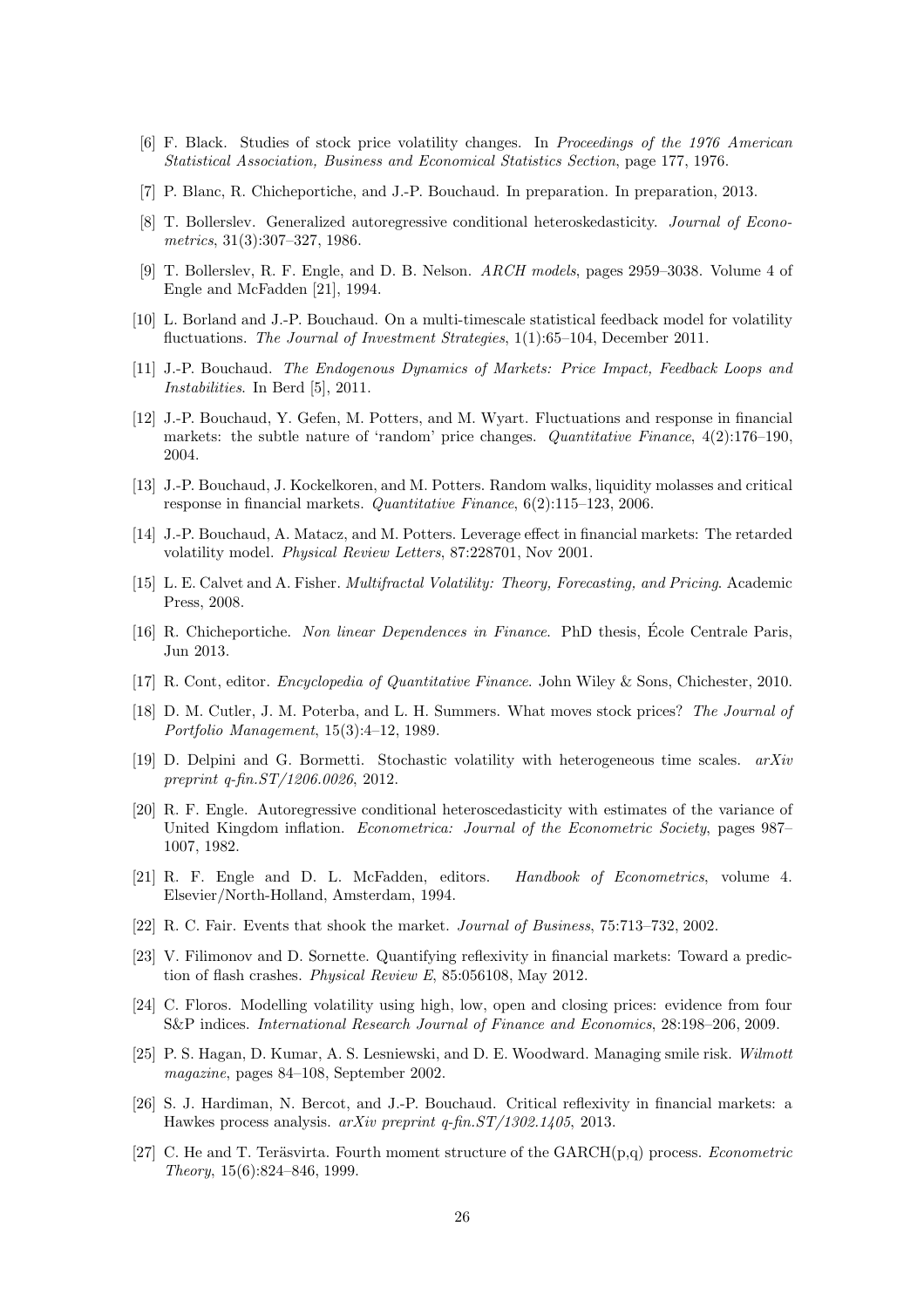[6] F. Black. Studies of stock price volatility changes. In *Proceedings of the 1976 American Statistical Association, Business and Economical Statistics Section*, page 177, 1976.

[7] P. Blanc, R. Chicheportiche, and J.-P. Bouchaud. In preparation. In preparation, 2013.

[8] T. Bollerslev. Generalized autoregressive conditional heteroskedasticity. *Journal of Econometrics*, 31(3):307–327, 1986.

[9] T. Bollerslev, R. F. Engle, and D. B. Nelson. *ARCH models*, pages 2959–3038. Volume 4 of Engle and McFadden [21], 1994.

[10] L. Borland and J.-P. Bouchaud. On a multi-timescale statistical feedback model for volatility fluctuations. *The Journal of Investment Strategies*, 1(1):65–104, December 2011.

[11] J.-P. Bouchaud. *The Endogenous Dynamics of Markets: Price Impact, Feedback Loops and Instabilities*. In Berd [5], 2011.

[12] J.-P. Bouchaud, Y. Gefen, M. Potters, and M. Wyart. Fluctuations and response in financial markets: the subtle nature of 'random' price changes. *Quantitative Finance*, 4(2):176–190, 2004.

[13] J.-P. Bouchaud, J. Kockelkoren, and M. Potters. Random walks, liquidity molasses and critical response in financial markets. *Quantitative Finance*, 6(2):115–123, 2006.

[14] J.-P. Bouchaud, A. Matacz, and M. Potters. Leverage effect in financial markets: The retarded volatility model. *Physical Review Letters*, 87:228701, Nov 2001.

[15] L. E. Calvet and A. Fisher. *Multifractal Volatility: Theory, Forecasting, and Pricing*. Academic Press, 2008.

[16] R. Chicheportiche. *Non linear Dependences in Finance*. PhD thesis, École Centrale Paris, Jun 2013.

[17] R. Cont, editor. *Encyclopedia of Quantitative Finance*. John Wiley & Sons, Chichester, 2010.

[18] D. M. Cutler, J. M. Poterba, and L. H. Summers. What moves stock prices? *The Journal of Portfolio Management*, 15(3):4–12, 1989.

[19] D. Delpini and G. Bormetti. Stochastic volatility with heterogeneous time scales. *arXiv preprint q-fin.ST/1206.0026*, 2012.

[20] R. F. Engle. Autoregressive conditional heteroscedasticity with estimates of the variance of United Kingdom inflation. *Econometrica: Journal of the Econometric Society*, pages 987–1007, 1982.

[21] R. F. Engle and D. L. McFadden, editors. *Handbook of Econometrics*, volume 4. Elsevier/North-Holland, Amsterdam, 1994.

[22] R. C. Fair. Events that shook the market. *Journal of Business*, 75:713–732, 2002.

[23] V. Filimonov and D. Sornette. Quantifying reflexivity in financial markets: Toward a prediction of flash crashes. *Physical Review E*, 85:056108, May 2012.

[24] C. Floros. Modelling volatility using high, low, open and closing prices: evidence from four S&P indices. *International Research Journal of Finance and Economics*, 28:198–206, 2009.

[25] P. S. Hagan, D. Kumar, A. S. Lesniewski, and D. E. Woodward. Managing smile risk. *Wilmott magazine*, pages 84–108, September 2002.

[26] S. J. Hardiman, N. Bercot, and J.-P. Bouchaud. Critical reflexivity in financial markets: a Hawkes process analysis. *arXiv preprint q-fin.ST/1302.1405*, 2013.

[27] C. He and T. Teräsvirta. Fourth moment structure of the GARCH(p,q) process. *Econometric Theory*, 15(6):824–846, 1999.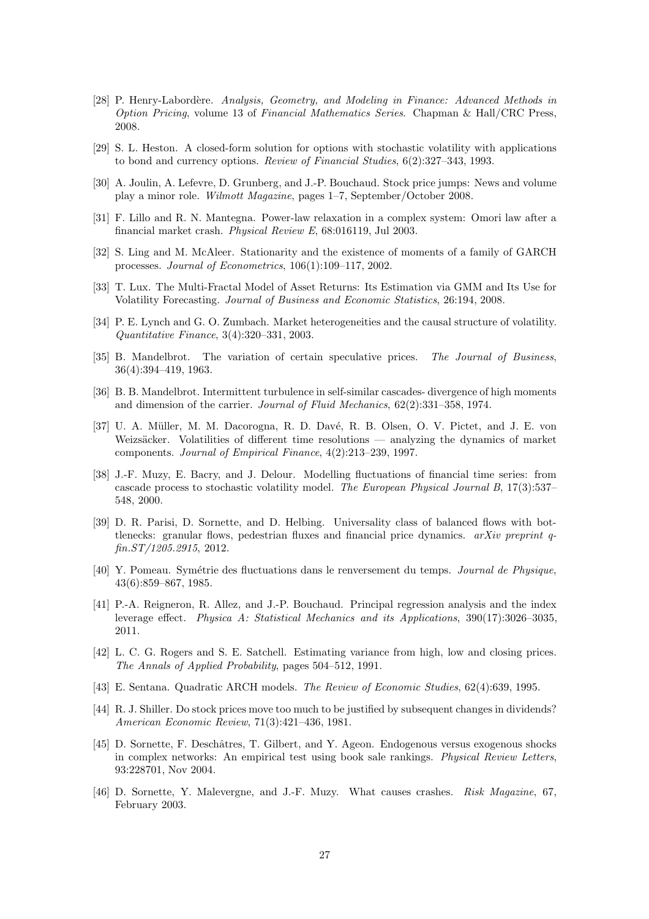[28] P. Henry-Labordère. *Analysis, Geometry, and Modeling in Finance: Advanced Methods in Option Pricing*, volume 13 of *Financial Mathematics Series*. Chapman & Hall/CRC Press, 2008.

[29] S. L. Heston. A closed-form solution for options with stochastic volatility with applications to bond and currency options. *Review of Financial Studies*, 6(2):327–343, 1993.

[30] A. Joulin, A. Lefevre, D. Grunberg, and J.-P. Bouchaud. Stock price jumps: News and volume play a minor role. *Wilmott Magazine*, pages 1–7, September/October 2008.

[31] F. Lillo and R. N. Mantegna. Power-law relaxation in a complex system: Omori law after a financial market crash. *Physical Review E*, 68:016119, Jul 2003.

[32] S. Ling and M. McAleer. Stationarity and the existence of moments of a family of GARCH processes. *Journal of Econometrics*, 106(1):109–117, 2002.

[33] T. Lux. The Multi-Fractal Model of Asset Returns: Its Estimation via GMM and Its Use for Volatility Forecasting. *Journal of Business and Economic Statistics*, 26:194, 2008.

[34] P. E. Lynch and G. O. Zumbach. Market heterogeneities and the causal structure of volatility. *Quantitative Finance*, 3(4):320–331, 2003.

[35] B. Mandelbrot. The variation of certain speculative prices. *The Journal of Business*, 36(4):394–419, 1963.

[36] B. B. Mandelbrot. Intermittent turbulence in self-similar cascades- divergence of high moments and dimension of the carrier. *Journal of Fluid Mechanics*, 62(2):331–358, 1974.

[37] U. A. Müller, M. M. Dacorogna, R. D. Davé, R. B. Olsen, O. V. Pictet, and J. E. von Weizsäcker. Volatilities of different time resolutions — analyzing the dynamics of market components. *Journal of Empirical Finance*, 4(2):213–239, 1997.

[38] J.-F. Muzy, E. Bacry, and J. Delour. Modelling fluctuations of financial time series: from cascade process to stochastic volatility model. *The European Physical Journal B*, 17(3):537–548, 2000.

[39] D. R. Parisi, D. Sornette, and D. Helbing. Universality class of balanced flows with bottlenecks: granular flows, pedestrian fluxes and financial price dynamics. *arXiv preprint q-fin.ST/1205.2915*, 2012.

[40] Y. Pomeau. Symétrie des fluctuations dans le renversement du temps. *Journal de Physique*, 43(6):859–867, 1985.

[41] P.-A. Reigneron, R. Allez, and J.-P. Bouchaud. Principal regression analysis and the index leverage effect. *Physica A: Statistical Mechanics and its Applications*, 390(17):3026–3035, 2011.

[42] L. C. G. Rogers and S. E. Satchell. Estimating variance from high, low and closing prices. *The Annals of Applied Probability*, pages 504–512, 1991.

[43] E. Sentana. Quadratic ARCH models. *The Review of Economic Studies*, 62(4):639, 1995.

[44] R. J. Shiller. Do stock prices move too much to be justified by subsequent changes in dividends? *American Economic Review*, 71(3):421–436, 1981.

[45] D. Sornette, F. Deschâtres, T. Gilbert, and Y. Ageon. Endogenous versus exogenous shocks in complex networks: An empirical test using book sale rankings. *Physical Review Letters*, 93:228701, Nov 2004.

[46] D. Sornette, Y. Malevergne, and J.-F. Muzy. What causes crashes. *Risk Magazine*, 67, February 2003.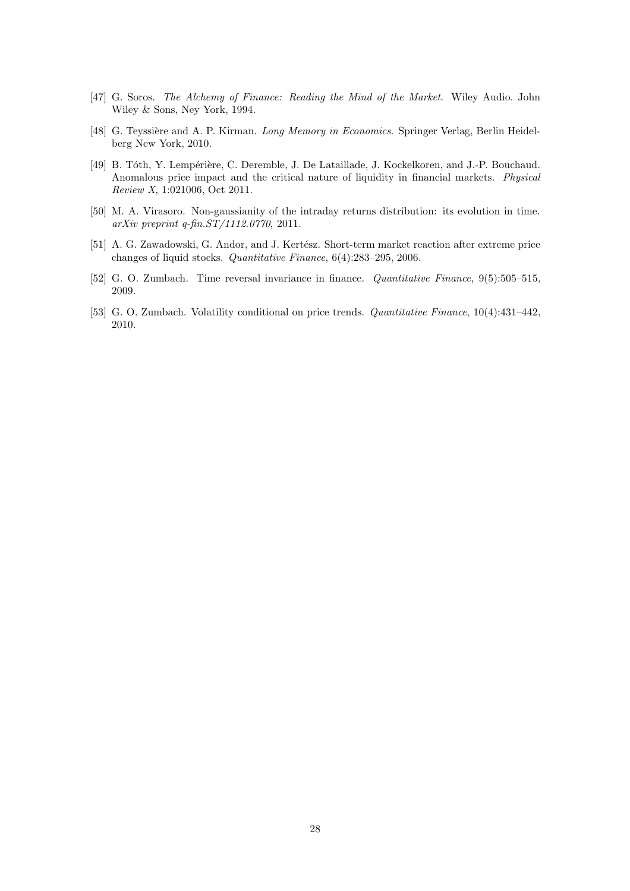[47] G. Soros. *The Alchemy of Finance: Reading the Mind of the Market*. Wiley Audio. John Wiley & Sons, Ney York, 1994.

[48] G. Teyssière and A. P. Kirman. *Long Memory in Economics*. Springer Verlag, Berlin Heidelberg New York, 2010.

[49] B. Tóth, Y. Lempérière, C. Deremble, J. De Lataillade, J. Kockelkoren, and J.-P. Bouchaud. Anomalous price impact and the critical nature of liquidity in financial markets. *Physical Review X*, 1:021006, Oct 2011.

[50] M. A. Virasoro. Non-gaussianity of the intraday returns distribution: its evolution in time. *arXiv preprint q-fin.ST/1112.0770*, 2011.

[51] A. G. Zawadowski, G. Andor, and J. Kertész. Short-term market reaction after extreme price changes of liquid stocks. *Quantitative Finance*, 6(4):283–295, 2006.

[52] G. O. Zumbach. Time reversal invariance in finance. *Quantitative Finance*, 9(5):505–515, 2009.

[53] G. O. Zumbach. Volatility conditional on price trends. *Quantitative Finance*, 10(4):431–442, 2010.